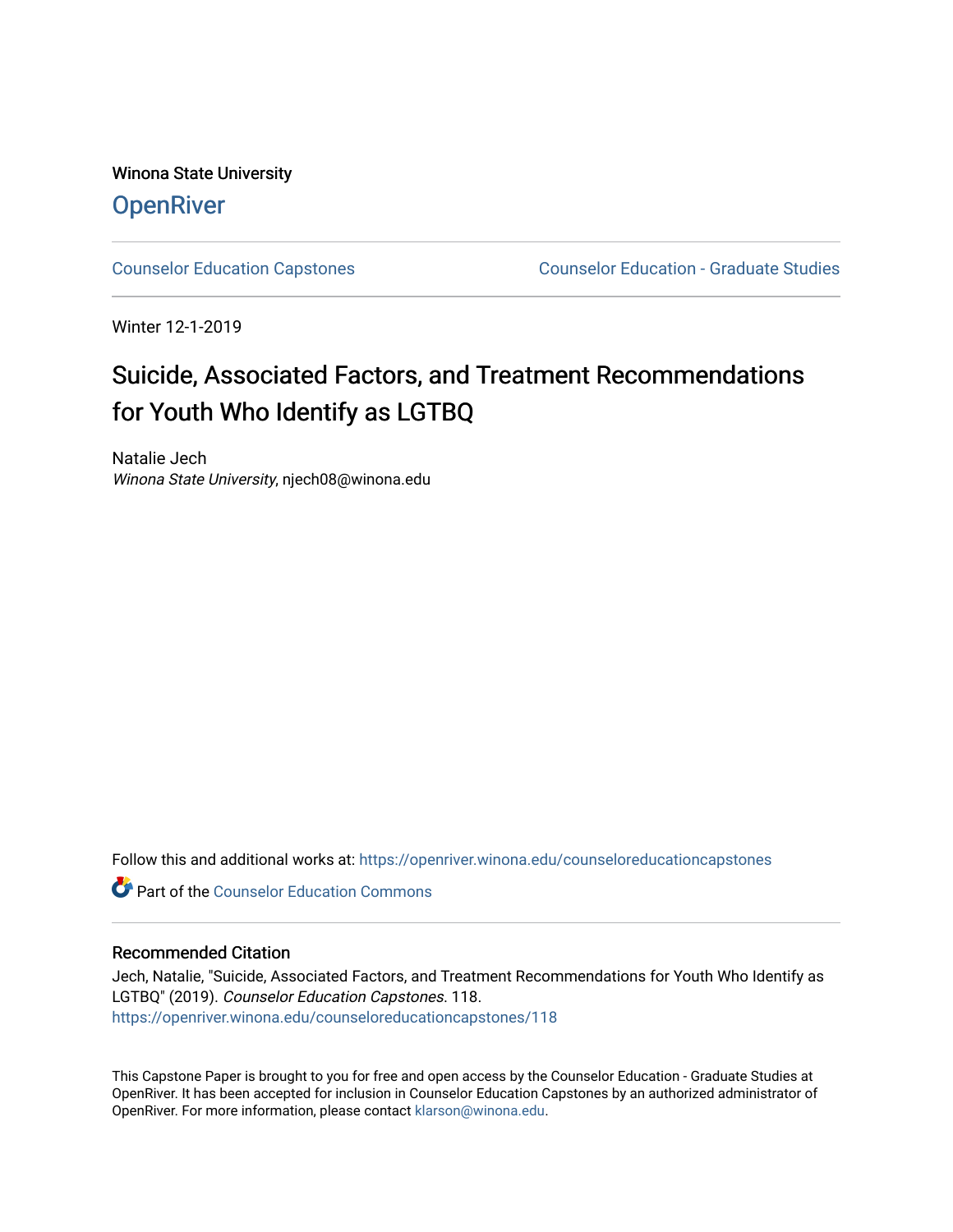Winona State University

# OpenRiver

Counselor Education Capstones | Counselor Education - Graduate Studies

Winter 12-1-2019

# Suicide, Associated Factors, and Treatment Recommendations for Youth Who Identify as LGTBQ

Natalie Jech
*Winona State University*, njech08@winona.edu

Follow this and additional works at: https://openriver.winona.edu/counseloreducationcapstones

Part of the Counselor Education Commons

## Recommended Citation

Jech, Natalie, "Suicide, Associated Factors, and Treatment Recommendations for Youth Who Identify as LGTBQ" (2019). *Counselor Education Capstones*. 118.
https://openriver.winona.edu/counseloreducationcapstones/118

This Capstone Paper is brought to you for free and open access by the Counselor Education - Graduate Studies at OpenRiver. It has been accepted for inclusion in Counselor Education Capstones by an authorized administrator of OpenRiver. For more information, please contact klarson@winona.edu.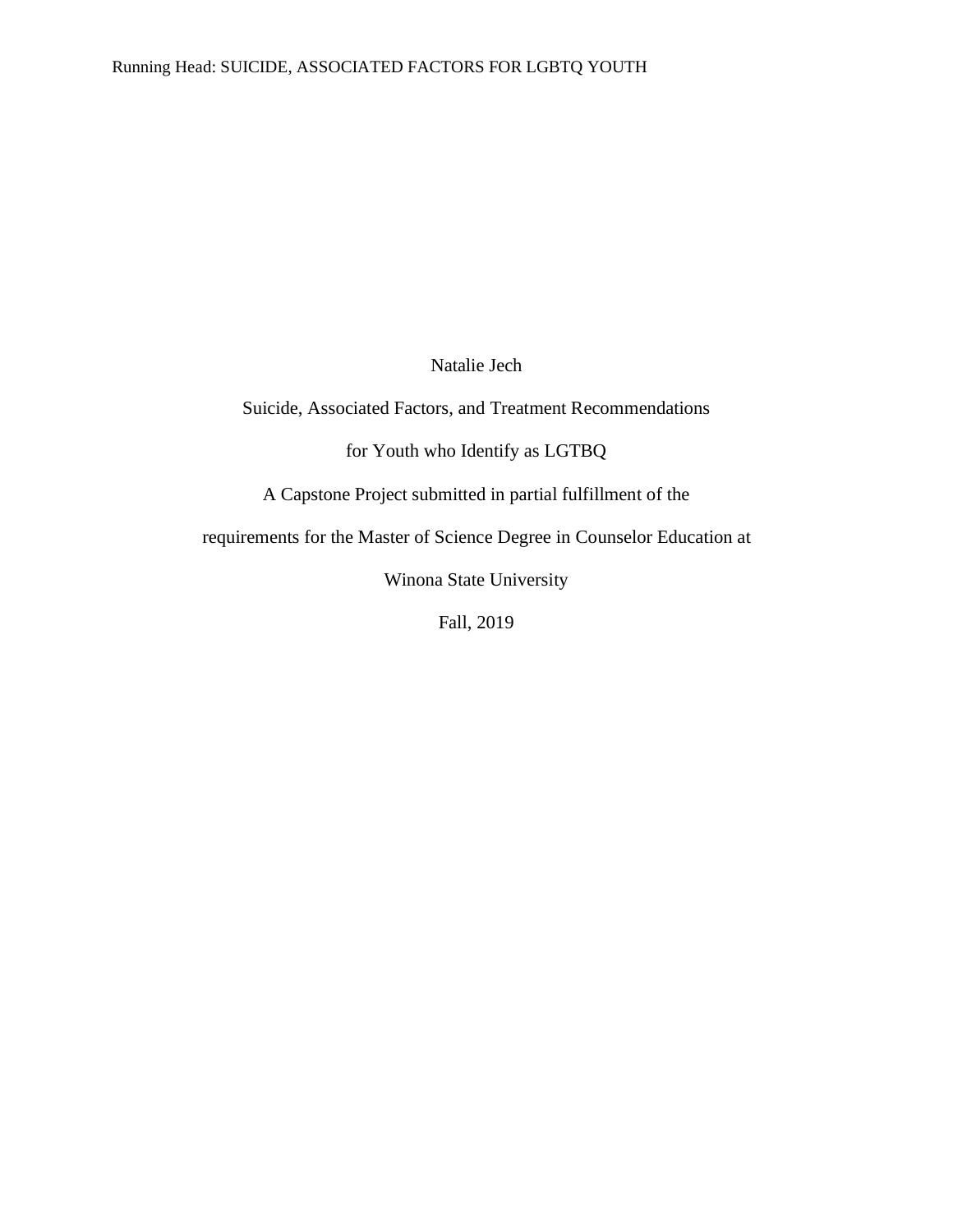Natalie Jech

Suicide, Associated Factors, and Treatment Recommendations

for Youth who Identify as LGTBQ

A Capstone Project submitted in partial fulfillment of the

requirements for the Master of Science Degree in Counselor Education at

Winona State University

Fall, 2019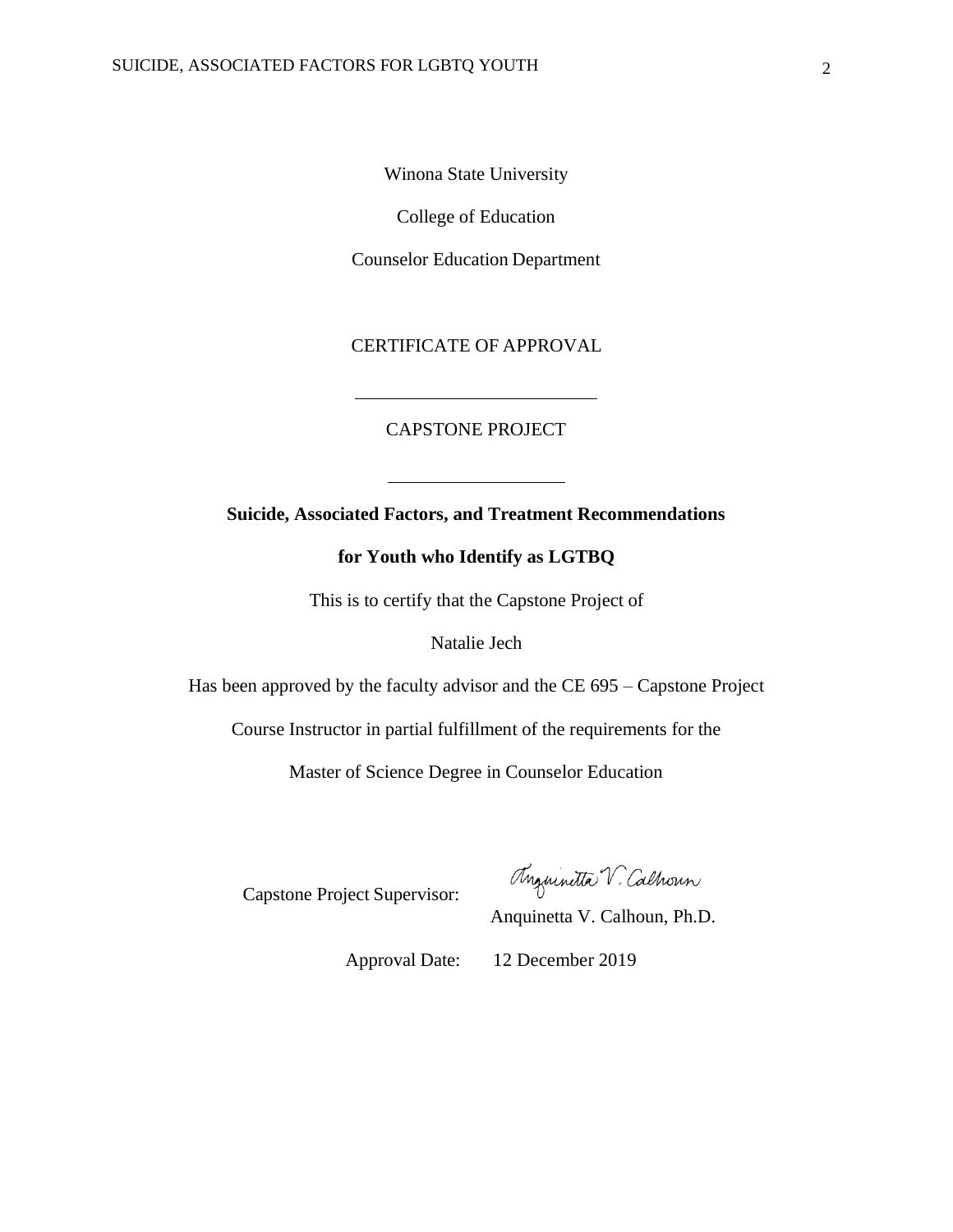Winona State University

College of Education

Counselor Education Department

CERTIFICATE OF APPROVAL

---

CAPSTONE PROJECT

---

**Suicide, Associated Factors, and Treatment Recommendations**

**for Youth who Identify as LGTBQ**

This is to certify that the Capstone Project of

Natalie Jech

Has been approved by the faculty advisor and the CE 695 – Capstone Project

Course Instructor in partial fulfillment of the requirements for the

Master of Science Degree in Counselor Education

Capstone Project Supervisor: Anquinetta V. Calhoun

Anquinetta V. Calhoun, Ph.D.

Approval Date: 12 December 2019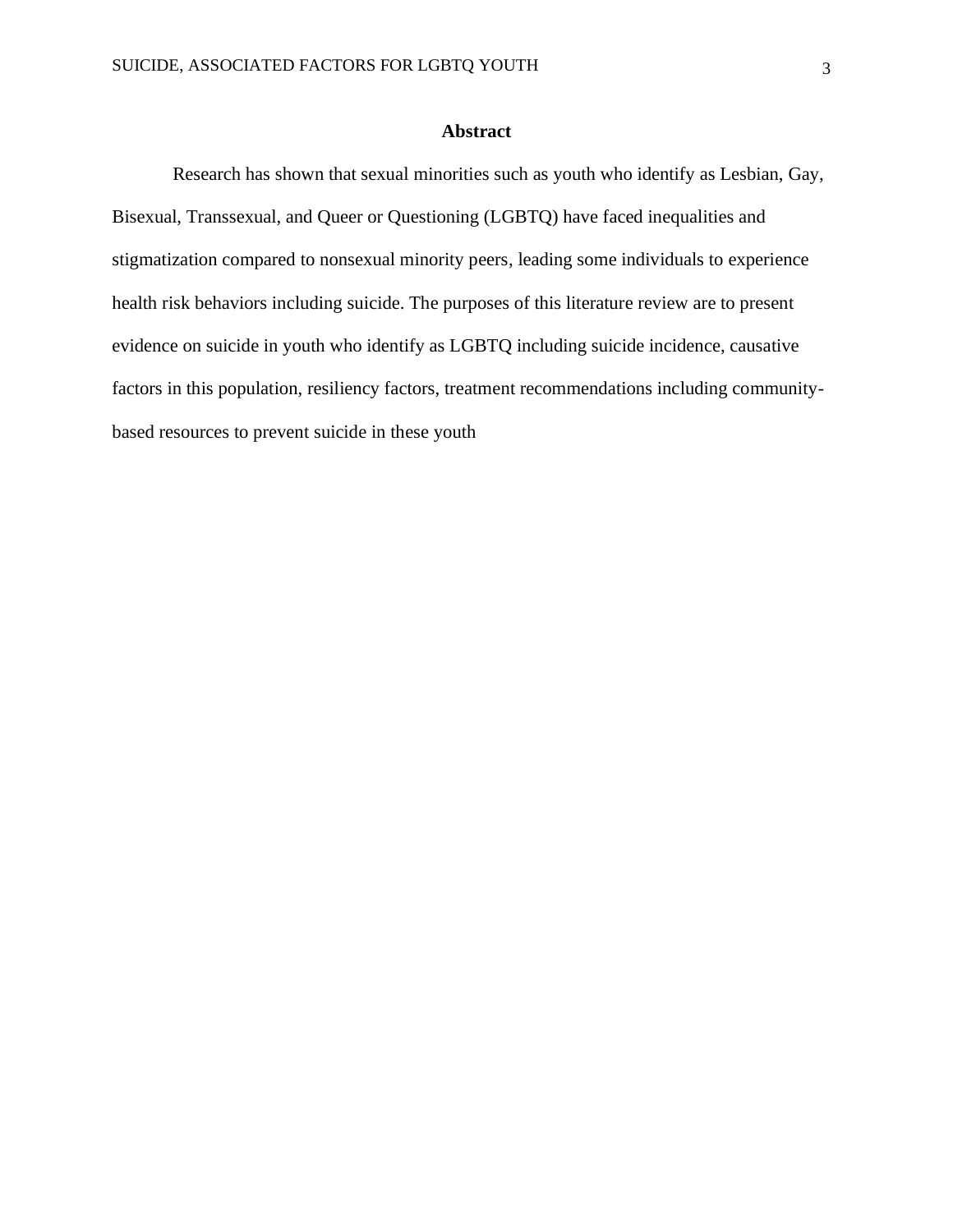# Abstract

Research has shown that sexual minorities such as youth who identify as Lesbian, Gay, Bisexual, Transsexual, and Queer or Questioning (LGBTQ) have faced inequalities and stigmatization compared to nonsexual minority peers, leading some individuals to experience health risk behaviors including suicide. The purposes of this literature review are to present evidence on suicide in youth who identify as LGBTQ including suicide incidence, causative factors in this population, resiliency factors, treatment recommendations including community-based resources to prevent suicide in these youth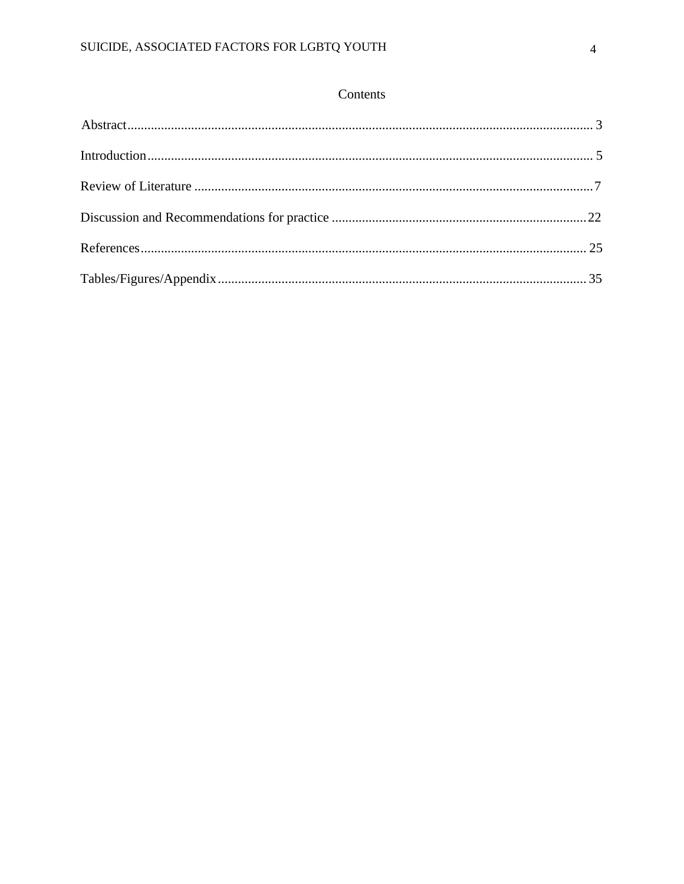# Contents

Abstract........................................................................................................................................ 3

Introduction.................................................................................................................................. 5

Review of Literature .....................................................................................................................7

Discussion and Recommendations for practice ..........................................................................22

References.................................................................................................................................. 25

Tables/Figures/Appendix............................................................................................................ 35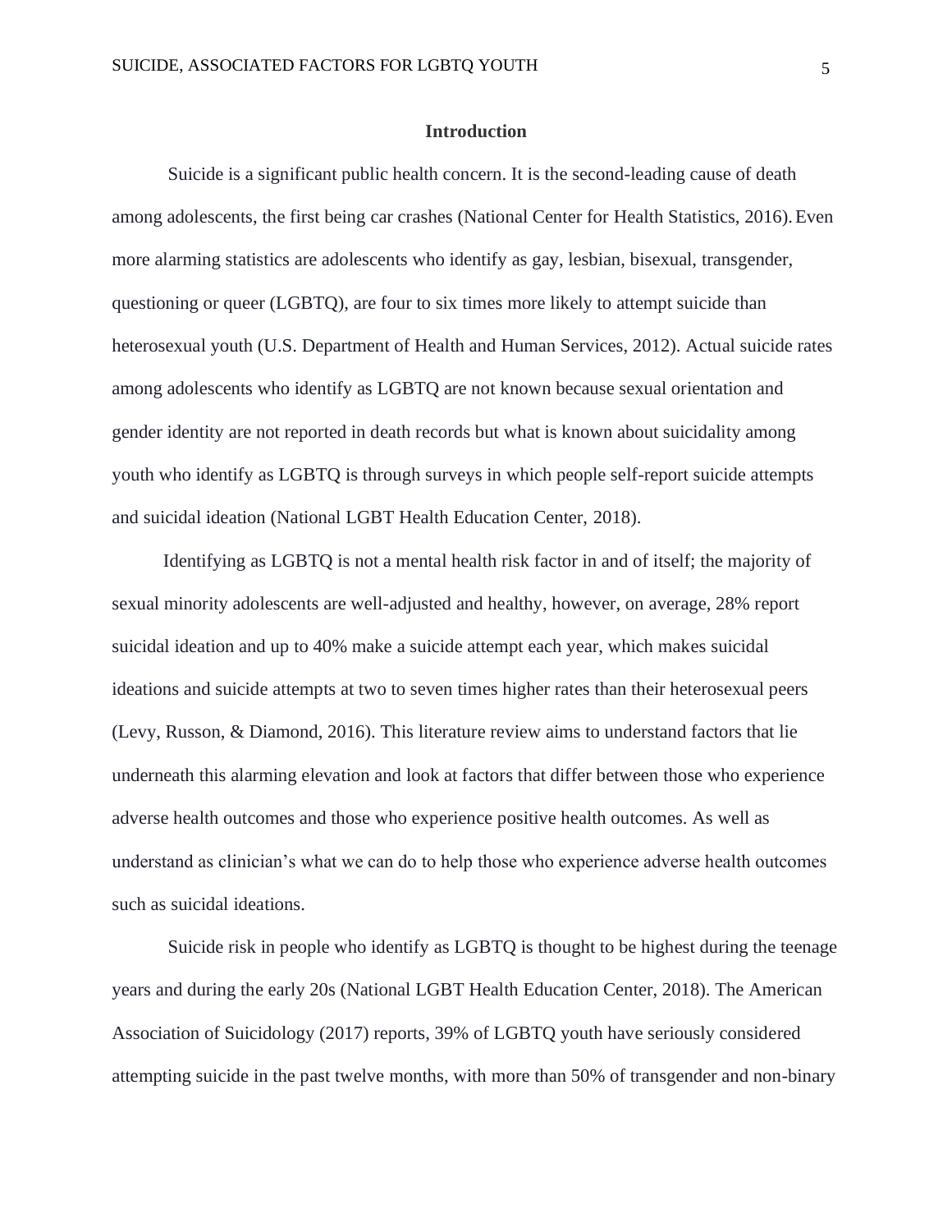## Introduction

Suicide is a significant public health concern. It is the second-leading cause of death among adolescents, the first being car crashes (National Center for Health Statistics, 2016). Even more alarming statistics are adolescents who identify as gay, lesbian, bisexual, transgender, questioning or queer (LGBTQ), are four to six times more likely to attempt suicide than heterosexual youth (U.S. Department of Health and Human Services, 2012). Actual suicide rates among adolescents who identify as LGBTQ are not known because sexual orientation and gender identity are not reported in death records but what is known about suicidality among youth who identify as LGBTQ is through surveys in which people self-report suicide attempts and suicidal ideation (National LGBT Health Education Center, 2018).

Identifying as LGBTQ is not a mental health risk factor in and of itself; the majority of sexual minority adolescents are well-adjusted and healthy, however, on average, 28% report suicidal ideation and up to 40% make a suicide attempt each year, which makes suicidal ideations and suicide attempts at two to seven times higher rates than their heterosexual peers (Levy, Russon, & Diamond, 2016). This literature review aims to understand factors that lie underneath this alarming elevation and look at factors that differ between those who experience adverse health outcomes and those who experience positive health outcomes. As well as understand as clinician's what we can do to help those who experience adverse health outcomes such as suicidal ideations.

Suicide risk in people who identify as LGBTQ is thought to be highest during the teenage years and during the early 20s (National LGBT Health Education Center, 2018). The American Association of Suicidology (2017) reports, 39% of LGBTQ youth have seriously considered attempting suicide in the past twelve months, with more than 50% of transgender and non-binary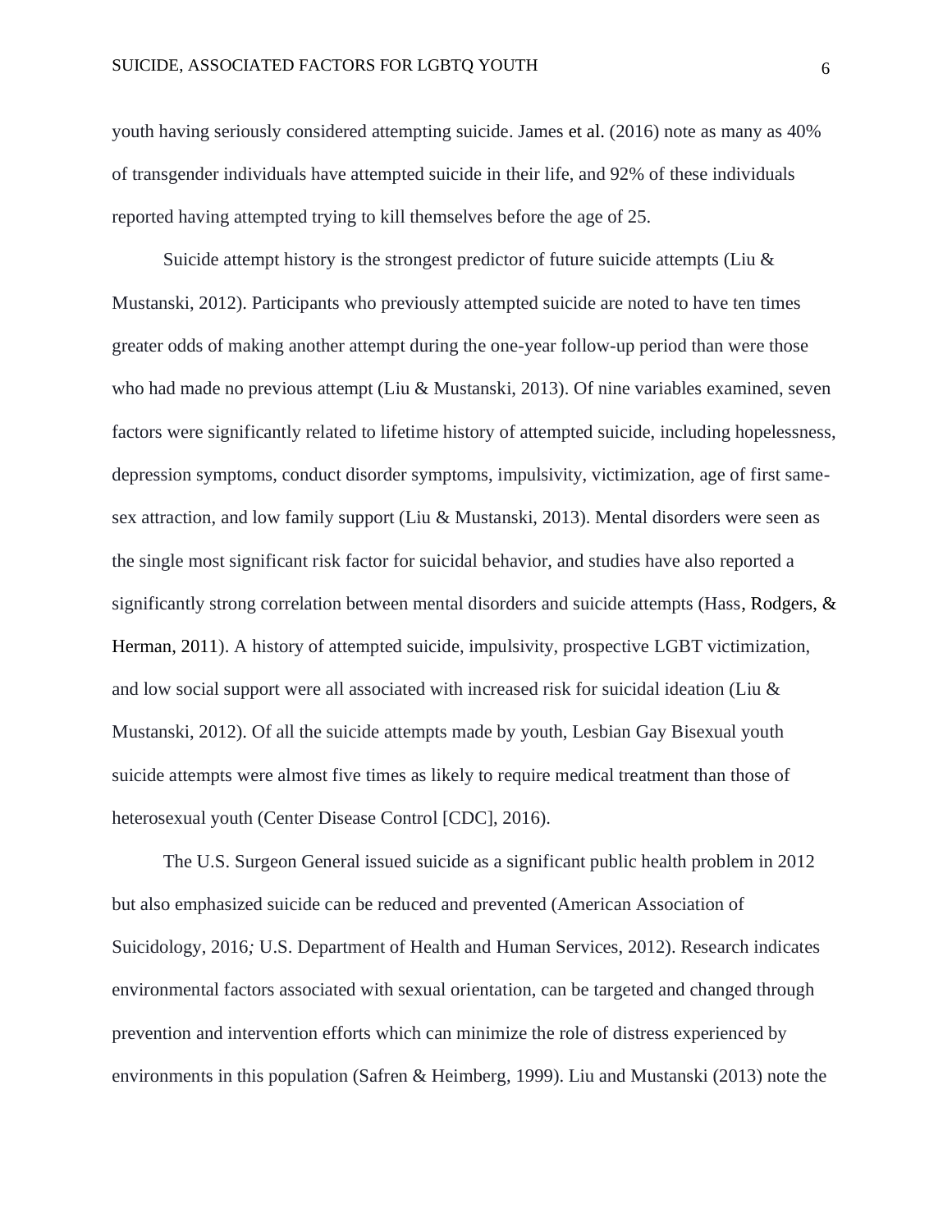youth having seriously considered attempting suicide. James et al. (2016) note as many as 40% of transgender individuals have attempted suicide in their life, and 92% of these individuals reported having attempted trying to kill themselves before the age of 25.

Suicide attempt history is the strongest predictor of future suicide attempts (Liu & Mustanski, 2012). Participants who previously attempted suicide are noted to have ten times greater odds of making another attempt during the one-year follow-up period than were those who had made no previous attempt (Liu & Mustanski, 2013). Of nine variables examined, seven factors were significantly related to lifetime history of attempted suicide, including hopelessness, depression symptoms, conduct disorder symptoms, impulsivity, victimization, age of first same-sex attraction, and low family support (Liu & Mustanski, 2013). Mental disorders were seen as the single most significant risk factor for suicidal behavior, and studies have also reported a significantly strong correlation between mental disorders and suicide attempts (Hass, Rodgers, & Herman, 2011). A history of attempted suicide, impulsivity, prospective LGBT victimization, and low social support were all associated with increased risk for suicidal ideation (Liu & Mustanski, 2012). Of all the suicide attempts made by youth, Lesbian Gay Bisexual youth suicide attempts were almost five times as likely to require medical treatment than those of heterosexual youth (Center Disease Control [CDC], 2016).

The U.S. Surgeon General issued suicide as a significant public health problem in 2012 but also emphasized suicide can be reduced and prevented (American Association of Suicidology, 2016; U.S. Department of Health and Human Services, 2012). Research indicates environmental factors associated with sexual orientation, can be targeted and changed through prevention and intervention efforts which can minimize the role of distress experienced by environments in this population (Safren & Heimberg, 1999). Liu and Mustanski (2013) note the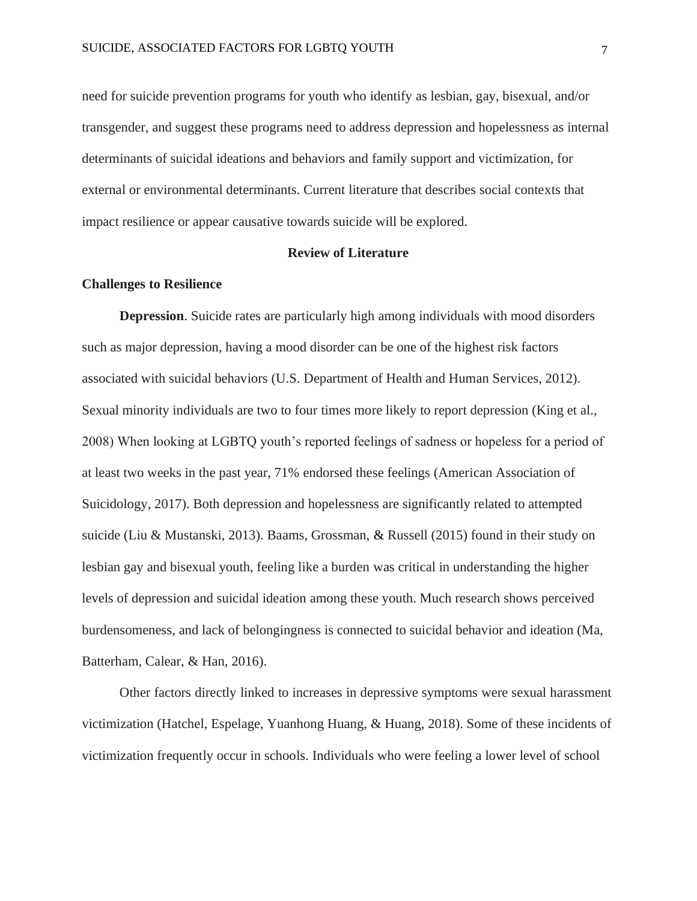need for suicide prevention programs for youth who identify as lesbian, gay, bisexual, and/or transgender, and suggest these programs need to address depression and hopelessness as internal determinants of suicidal ideations and behaviors and family support and victimization, for external or environmental determinants. Current literature that describes social contexts that impact resilience or appear causative towards suicide will be explored.

## Review of Literature

### Challenges to Resilience

**Depression**. Suicide rates are particularly high among individuals with mood disorders such as major depression, having a mood disorder can be one of the highest risk factors associated with suicidal behaviors (U.S. Department of Health and Human Services, 2012). Sexual minority individuals are two to four times more likely to report depression (King et al., 2008) When looking at LGBTQ youth's reported feelings of sadness or hopeless for a period of at least two weeks in the past year, 71% endorsed these feelings (American Association of Suicidology, 2017). Both depression and hopelessness are significantly related to attempted suicide (Liu & Mustanski, 2013). Baams, Grossman, & Russell (2015) found in their study on lesbian gay and bisexual youth, feeling like a burden was critical in understanding the higher levels of depression and suicidal ideation among these youth. Much research shows perceived burdensomeness, and lack of belongingness is connected to suicidal behavior and ideation (Ma, Batterham, Calear, & Han, 2016).

Other factors directly linked to increases in depressive symptoms were sexual harassment victimization (Hatchel, Espelage, Yuanhong Huang, & Huang, 2018). Some of these incidents of victimization frequently occur in schools. Individuals who were feeling a lower level of school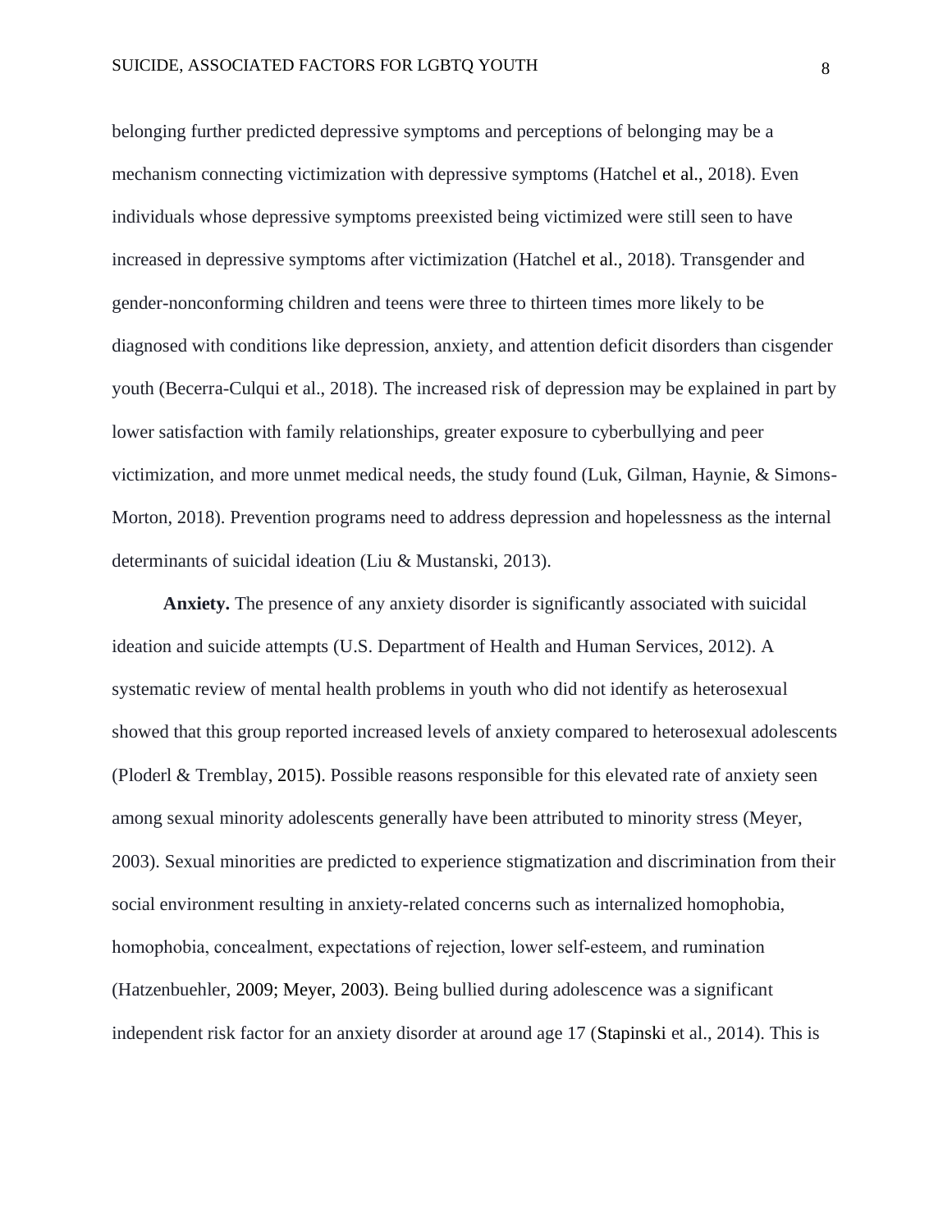belonging further predicted depressive symptoms and perceptions of belonging may be a mechanism connecting victimization with depressive symptoms (Hatchel et al., 2018). Even individuals whose depressive symptoms preexisted being victimized were still seen to have increased in depressive symptoms after victimization (Hatchel et al., 2018). Transgender and gender-nonconforming children and teens were three to thirteen times more likely to be diagnosed with conditions like depression, anxiety, and attention deficit disorders than cisgender youth (Becerra-Culqui et al., 2018). The increased risk of depression may be explained in part by lower satisfaction with family relationships, greater exposure to cyberbullying and peer victimization, and more unmet medical needs, the study found (Luk, Gilman, Haynie, & Simons-Morton, 2018). Prevention programs need to address depression and hopelessness as the internal determinants of suicidal ideation (Liu & Mustanski, 2013).

**Anxiety.** The presence of any anxiety disorder is significantly associated with suicidal ideation and suicide attempts (U.S. Department of Health and Human Services, 2012). A systematic review of mental health problems in youth who did not identify as heterosexual showed that this group reported increased levels of anxiety compared to heterosexual adolescents (Ploderl & Tremblay, 2015). Possible reasons responsible for this elevated rate of anxiety seen among sexual minority adolescents generally have been attributed to minority stress (Meyer, 2003). Sexual minorities are predicted to experience stigmatization and discrimination from their social environment resulting in anxiety-related concerns such as internalized homophobia, homophobia, concealment, expectations of rejection, lower self-esteem, and rumination (Hatzenbuehler, 2009; Meyer, 2003). Being bullied during adolescence was a significant independent risk factor for an anxiety disorder at around age 17 (Stapinski et al., 2014). This is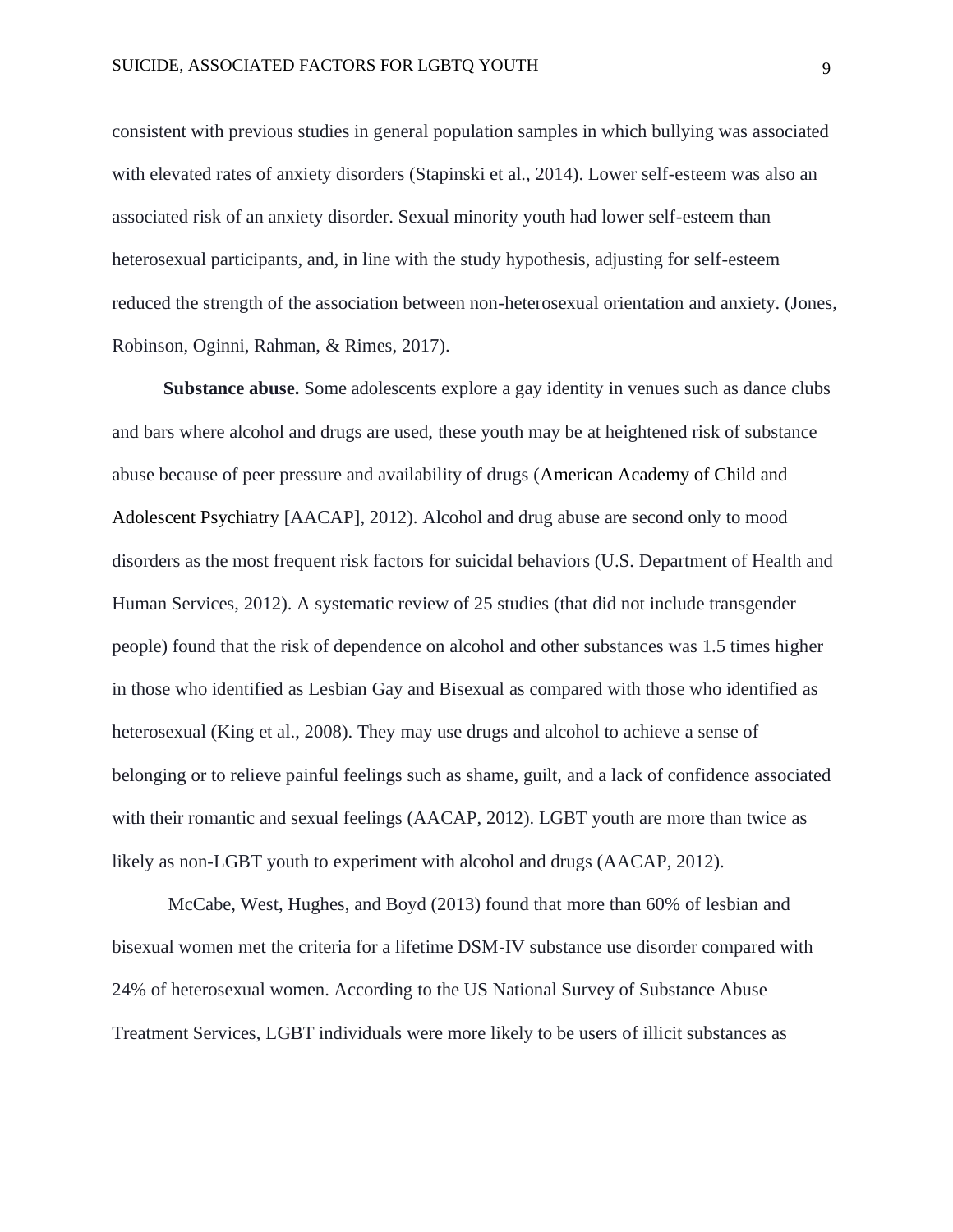consistent with previous studies in general population samples in which bullying was associated with elevated rates of anxiety disorders (Stapinski et al., 2014). Lower self-esteem was also an associated risk of an anxiety disorder. Sexual minority youth had lower self-esteem than heterosexual participants, and, in line with the study hypothesis, adjusting for self-esteem reduced the strength of the association between non-heterosexual orientation and anxiety. (Jones, Robinson, Oginni, Rahman, & Rimes, 2017).

**Substance abuse.** Some adolescents explore a gay identity in venues such as dance clubs and bars where alcohol and drugs are used, these youth may be at heightened risk of substance abuse because of peer pressure and availability of drugs (American Academy of Child and Adolescent Psychiatry [AACAP], 2012). Alcohol and drug abuse are second only to mood disorders as the most frequent risk factors for suicidal behaviors (U.S. Department of Health and Human Services, 2012). A systematic review of 25 studies (that did not include transgender people) found that the risk of dependence on alcohol and other substances was 1.5 times higher in those who identified as Lesbian Gay and Bisexual as compared with those who identified as heterosexual (King et al., 2008). They may use drugs and alcohol to achieve a sense of belonging or to relieve painful feelings such as shame, guilt, and a lack of confidence associated with their romantic and sexual feelings (AACAP, 2012). LGBT youth are more than twice as likely as non-LGBT youth to experiment with alcohol and drugs (AACAP, 2012).

McCabe, West, Hughes, and Boyd (2013) found that more than 60% of lesbian and bisexual women met the criteria for a lifetime DSM-IV substance use disorder compared with 24% of heterosexual women. According to the US National Survey of Substance Abuse Treatment Services, LGBT individuals were more likely to be users of illicit substances as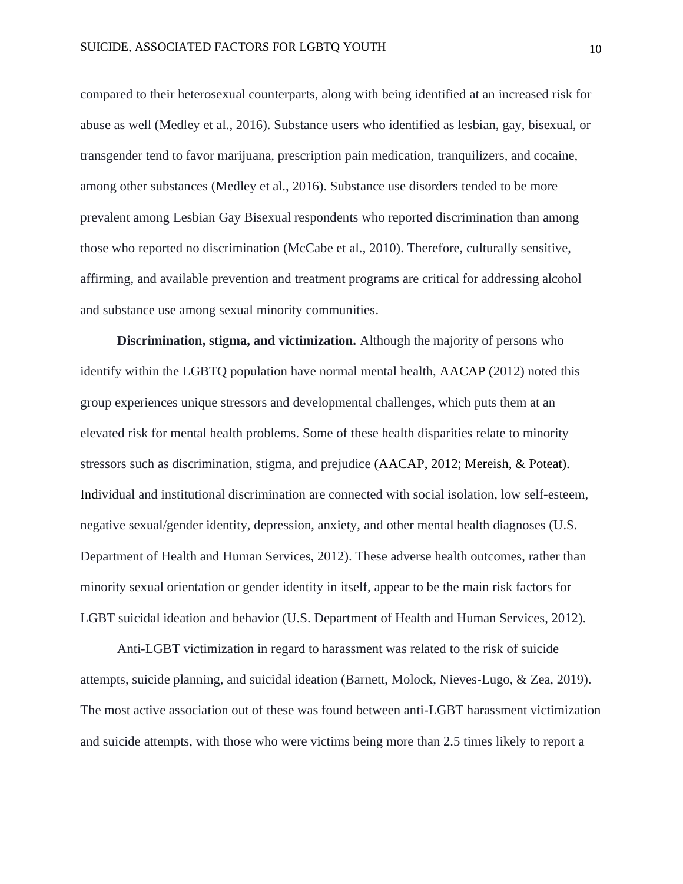compared to their heterosexual counterparts, along with being identified at an increased risk for abuse as well (Medley et al., 2016). Substance users who identified as lesbian, gay, bisexual, or transgender tend to favor marijuana, prescription pain medication, tranquilizers, and cocaine, among other substances (Medley et al., 2016). Substance use disorders tended to be more prevalent among Lesbian Gay Bisexual respondents who reported discrimination than among those who reported no discrimination (McCabe et al., 2010). Therefore, culturally sensitive, affirming, and available prevention and treatment programs are critical for addressing alcohol and substance use among sexual minority communities.

**Discrimination, stigma, and victimization.** Although the majority of persons who identify within the LGBTQ population have normal mental health, AACAP (2012) noted this group experiences unique stressors and developmental challenges, which puts them at an elevated risk for mental health problems. Some of these health disparities relate to minority stressors such as discrimination, stigma, and prejudice (AACAP, 2012; Mereish, & Poteat). Individual and institutional discrimination are connected with social isolation, low self-esteem, negative sexual/gender identity, depression, anxiety, and other mental health diagnoses (U.S. Department of Health and Human Services, 2012). These adverse health outcomes, rather than minority sexual orientation or gender identity in itself, appear to be the main risk factors for LGBT suicidal ideation and behavior (U.S. Department of Health and Human Services, 2012).

Anti-LGBT victimization in regard to harassment was related to the risk of suicide attempts, suicide planning, and suicidal ideation (Barnett, Molock, Nieves-Lugo, & Zea, 2019). The most active association out of these was found between anti-LGBT harassment victimization and suicide attempts, with those who were victims being more than 2.5 times likely to report a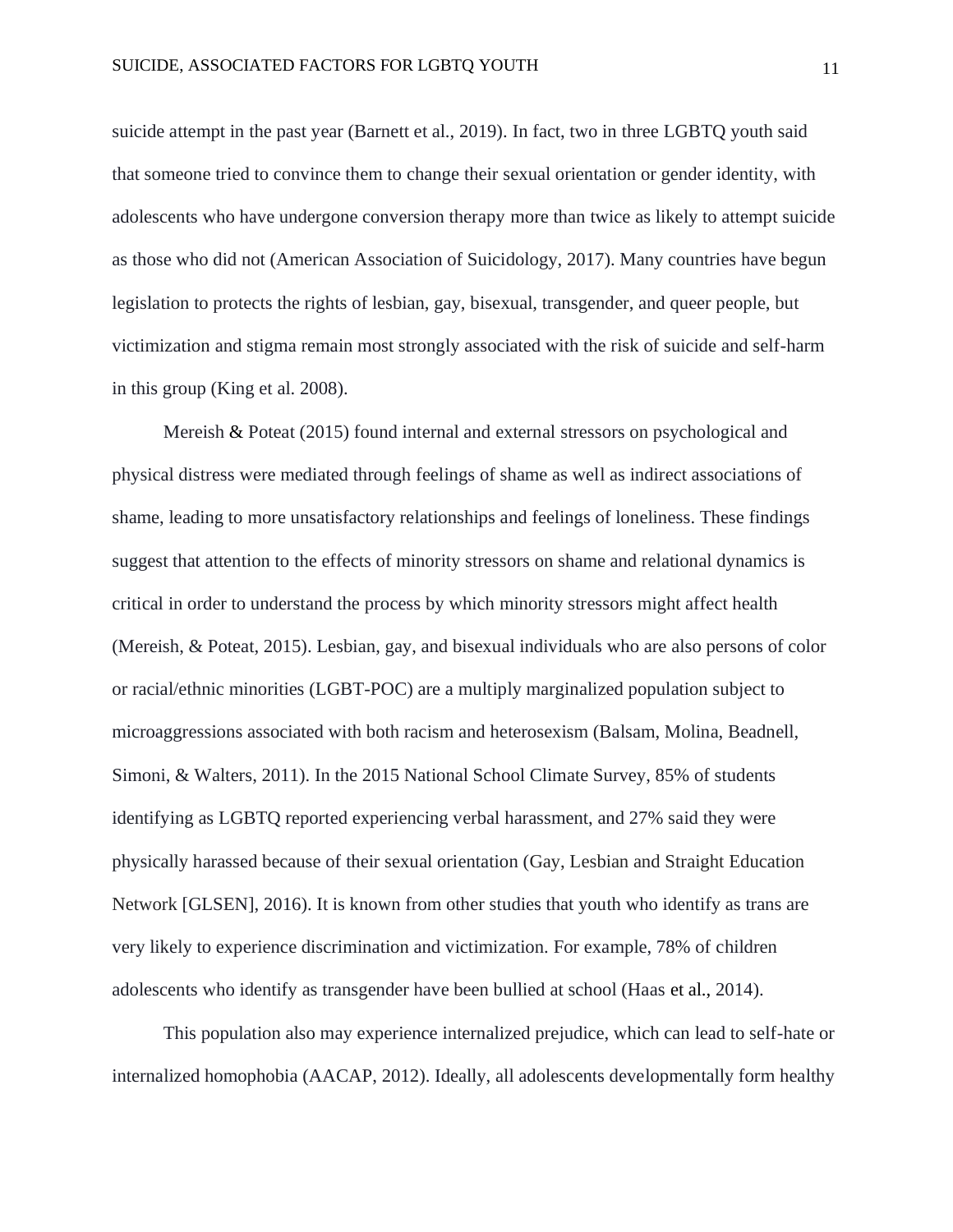suicide attempt in the past year (Barnett et al., 2019). In fact, two in three LGBTQ youth said that someone tried to convince them to change their sexual orientation or gender identity, with adolescents who have undergone conversion therapy more than twice as likely to attempt suicide as those who did not (American Association of Suicidology, 2017). Many countries have begun legislation to protects the rights of lesbian, gay, bisexual, transgender, and queer people, but victimization and stigma remain most strongly associated with the risk of suicide and self-harm in this group (King et al. 2008).

Mereish & Poteat (2015) found internal and external stressors on psychological and physical distress were mediated through feelings of shame as well as indirect associations of shame, leading to more unsatisfactory relationships and feelings of loneliness. These findings suggest that attention to the effects of minority stressors on shame and relational dynamics is critical in order to understand the process by which minority stressors might affect health (Mereish, & Poteat, 2015). Lesbian, gay, and bisexual individuals who are also persons of color or racial/ethnic minorities (LGBT-POC) are a multiply marginalized population subject to microaggressions associated with both racism and heterosexism (Balsam, Molina, Beadnell, Simoni, & Walters, 2011). In the 2015 National School Climate Survey, 85% of students identifying as LGBTQ reported experiencing verbal harassment, and 27% said they were physically harassed because of their sexual orientation (Gay, Lesbian and Straight Education Network [GLSEN], 2016). It is known from other studies that youth who identify as trans are very likely to experience discrimination and victimization. For example, 78% of children adolescents who identify as transgender have been bullied at school (Haas et al., 2014).

This population also may experience internalized prejudice, which can lead to self-hate or internalized homophobia (AACAP, 2012). Ideally, all adolescents developmentally form healthy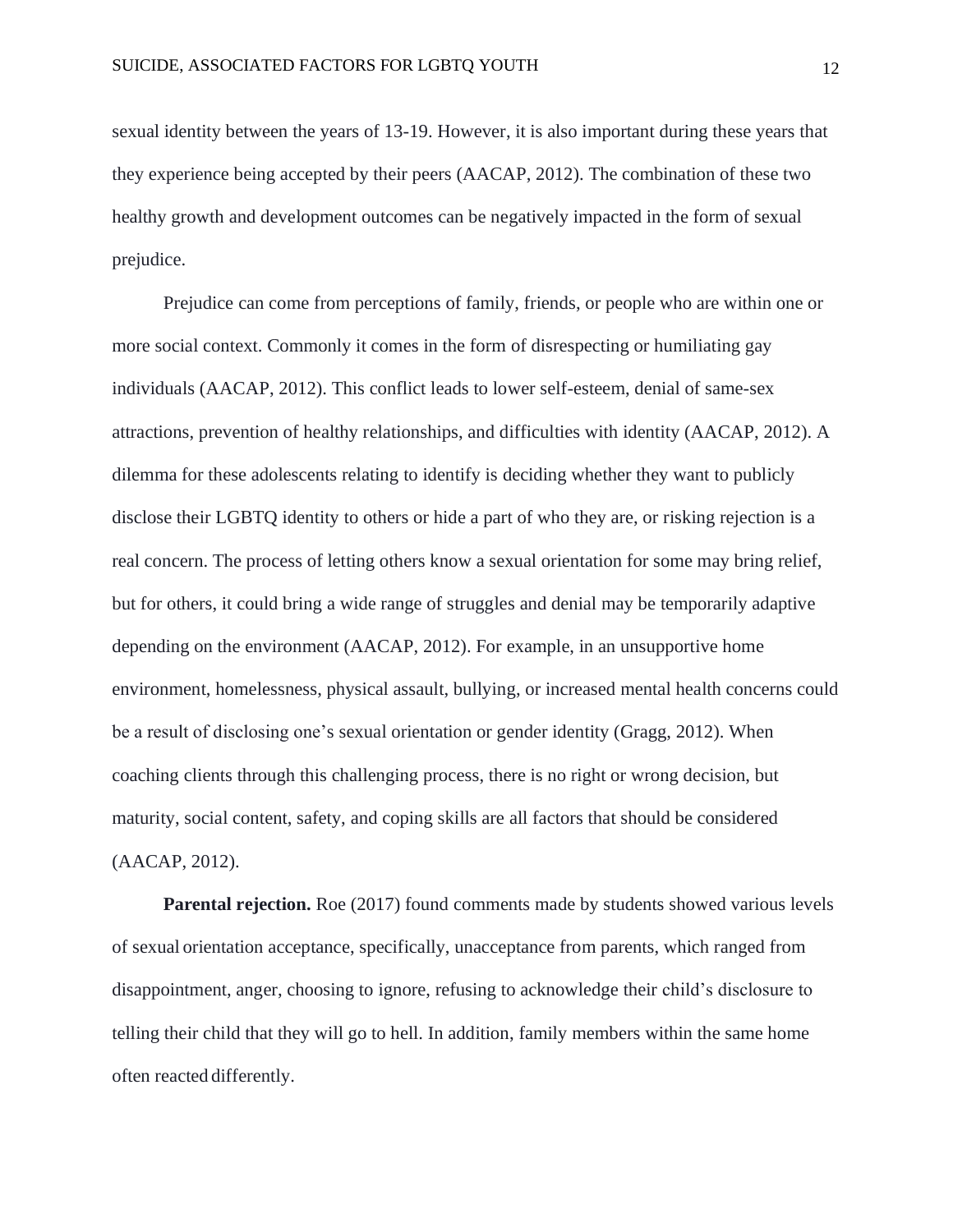sexual identity between the years of 13-19. However, it is also important during these years that they experience being accepted by their peers (AACAP, 2012). The combination of these two healthy growth and development outcomes can be negatively impacted in the form of sexual prejudice.

Prejudice can come from perceptions of family, friends, or people who are within one or more social context. Commonly it comes in the form of disrespecting or humiliating gay individuals (AACAP, 2012). This conflict leads to lower self-esteem, denial of same-sex attractions, prevention of healthy relationships, and difficulties with identity (AACAP, 2012). A dilemma for these adolescents relating to identify is deciding whether they want to publicly disclose their LGBTQ identity to others or hide a part of who they are, or risking rejection is a real concern. The process of letting others know a sexual orientation for some may bring relief, but for others, it could bring a wide range of struggles and denial may be temporarily adaptive depending on the environment (AACAP, 2012). For example, in an unsupportive home environment, homelessness, physical assault, bullying, or increased mental health concerns could be a result of disclosing one's sexual orientation or gender identity (Gragg, 2012). When coaching clients through this challenging process, there is no right or wrong decision, but maturity, social content, safety, and coping skills are all factors that should be considered (AACAP, 2012).

**Parental rejection.** Roe (2017) found comments made by students showed various levels of sexual orientation acceptance, specifically, unacceptance from parents, which ranged from disappointment, anger, choosing to ignore, refusing to acknowledge their child's disclosure to telling their child that they will go to hell. In addition, family members within the same home often reacted differently.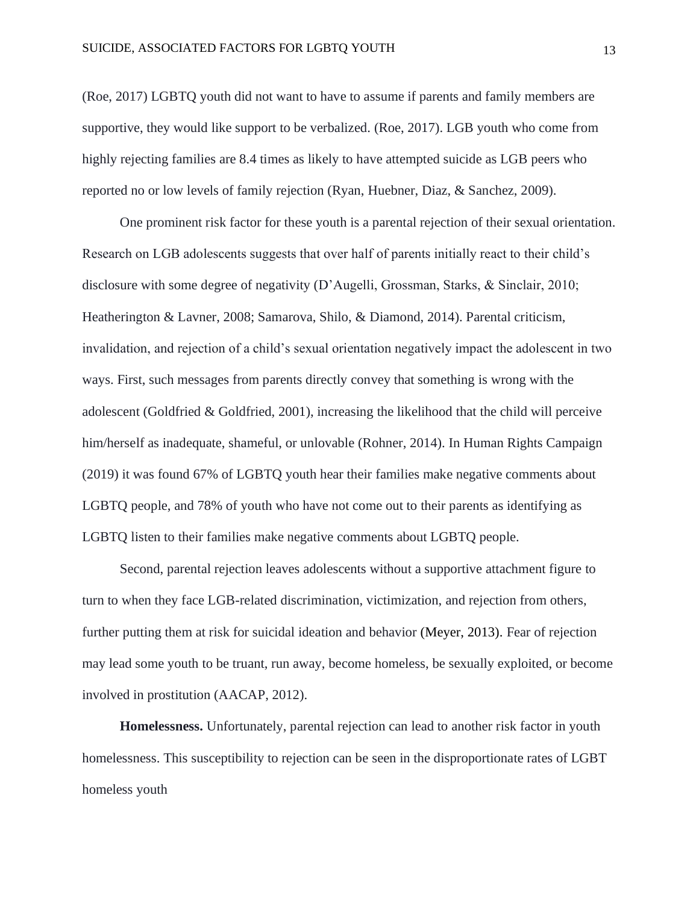(Roe, 2017) LGBTQ youth did not want to have to assume if parents and family members are supportive, they would like support to be verbalized. (Roe, 2017). LGB youth who come from highly rejecting families are 8.4 times as likely to have attempted suicide as LGB peers who reported no or low levels of family rejection (Ryan, Huebner, Diaz, & Sanchez, 2009).

One prominent risk factor for these youth is a parental rejection of their sexual orientation. Research on LGB adolescents suggests that over half of parents initially react to their child's disclosure with some degree of negativity (D'Augelli, Grossman, Starks, & Sinclair, 2010; Heatherington & Lavner, 2008; Samarova, Shilo, & Diamond, 2014). Parental criticism, invalidation, and rejection of a child's sexual orientation negatively impact the adolescent in two ways. First, such messages from parents directly convey that something is wrong with the adolescent (Goldfried & Goldfried, 2001), increasing the likelihood that the child will perceive him/herself as inadequate, shameful, or unlovable (Rohner, 2014). In Human Rights Campaign (2019) it was found 67% of LGBTQ youth hear their families make negative comments about LGBTQ people, and 78% of youth who have not come out to their parents as identifying as LGBTQ listen to their families make negative comments about LGBTQ people.

Second, parental rejection leaves adolescents without a supportive attachment figure to turn to when they face LGB-related discrimination, victimization, and rejection from others, further putting them at risk for suicidal ideation and behavior (Meyer, 2013). Fear of rejection may lead some youth to be truant, run away, become homeless, be sexually exploited, or become involved in prostitution (AACAP, 2012).

**Homelessness.** Unfortunately, parental rejection can lead to another risk factor in youth homelessness. This susceptibility to rejection can be seen in the disproportionate rates of LGBT homeless youth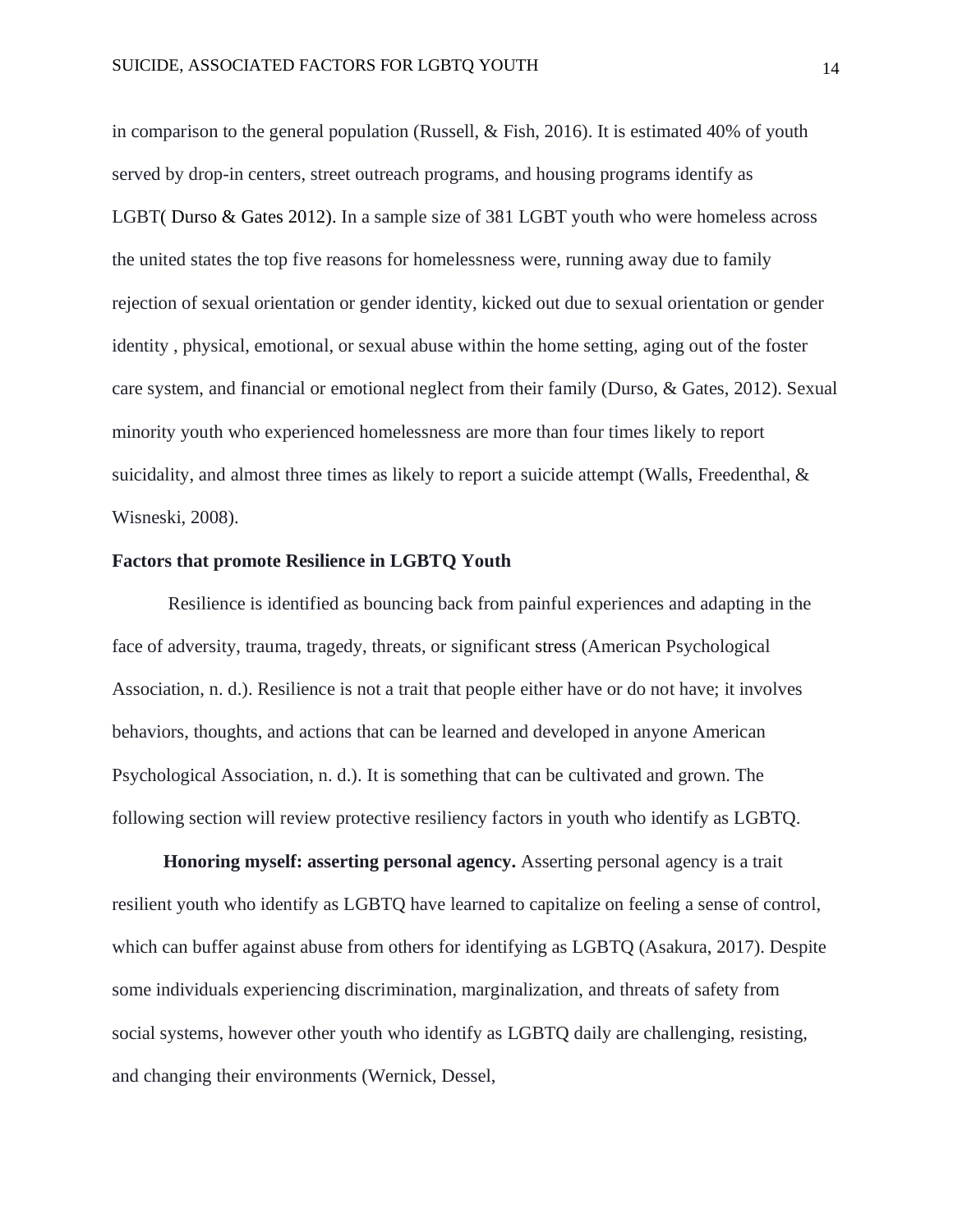in comparison to the general population (Russell, & Fish, 2016). It is estimated 40% of youth served by drop-in centers, street outreach programs, and housing programs identify as LGBT( Durso & Gates 2012). In a sample size of 381 LGBT youth who were homeless across the united states the top five reasons for homelessness were, running away due to family rejection of sexual orientation or gender identity, kicked out due to sexual orientation or gender identity , physical, emotional, or sexual abuse within the home setting, aging out of the foster care system, and financial or emotional neglect from their family (Durso, & Gates, 2012). Sexual minority youth who experienced homelessness are more than four times likely to report suicidality, and almost three times as likely to report a suicide attempt (Walls, Freedenthal, & Wisneski, 2008).

## Factors that promote Resilience in LGBTQ Youth

Resilience is identified as bouncing back from painful experiences and adapting in the face of adversity, trauma, tragedy, threats, or significant stress (American Psychological Association, n. d.). Resilience is not a trait that people either have or do not have; it involves behaviors, thoughts, and actions that can be learned and developed in anyone American Psychological Association, n. d.). It is something that can be cultivated and grown. The following section will review protective resiliency factors in youth who identify as LGBTQ.

**Honoring myself: asserting personal agency.** Asserting personal agency is a trait resilient youth who identify as LGBTQ have learned to capitalize on feeling a sense of control, which can buffer against abuse from others for identifying as LGBTQ (Asakura, 2017). Despite some individuals experiencing discrimination, marginalization, and threats of safety from social systems, however other youth who identify as LGBTQ daily are challenging, resisting, and changing their environments (Wernick, Dessel,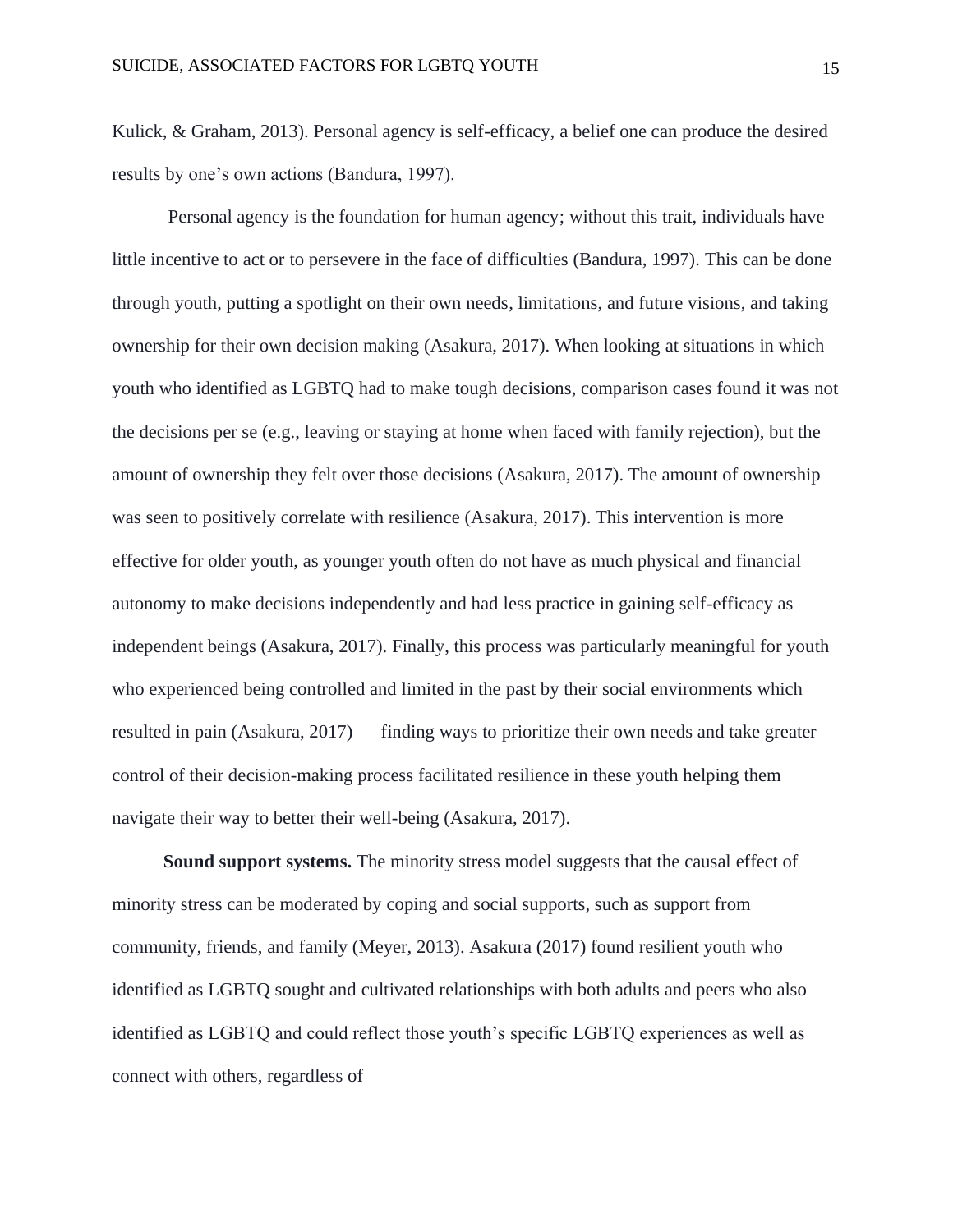Kulick, & Graham, 2013). Personal agency is self-efficacy, a belief one can produce the desired results by one's own actions (Bandura, 1997).

Personal agency is the foundation for human agency; without this trait, individuals have little incentive to act or to persevere in the face of difficulties (Bandura, 1997). This can be done through youth, putting a spotlight on their own needs, limitations, and future visions, and taking ownership for their own decision making (Asakura, 2017). When looking at situations in which youth who identified as LGBTQ had to make tough decisions, comparison cases found it was not the decisions per se (e.g., leaving or staying at home when faced with family rejection), but the amount of ownership they felt over those decisions (Asakura, 2017). The amount of ownership was seen to positively correlate with resilience (Asakura, 2017). This intervention is more effective for older youth, as younger youth often do not have as much physical and financial autonomy to make decisions independently and had less practice in gaining self-efficacy as independent beings (Asakura, 2017). Finally, this process was particularly meaningful for youth who experienced being controlled and limited in the past by their social environments which resulted in pain (Asakura, 2017) — finding ways to prioritize their own needs and take greater control of their decision-making process facilitated resilience in these youth helping them navigate their way to better their well-being (Asakura, 2017).

**Sound support systems.** The minority stress model suggests that the causal effect of minority stress can be moderated by coping and social supports, such as support from community, friends, and family (Meyer, 2013). Asakura (2017) found resilient youth who identified as LGBTQ sought and cultivated relationships with both adults and peers who also identified as LGBTQ and could reflect those youth's specific LGBTQ experiences as well as connect with others, regardless of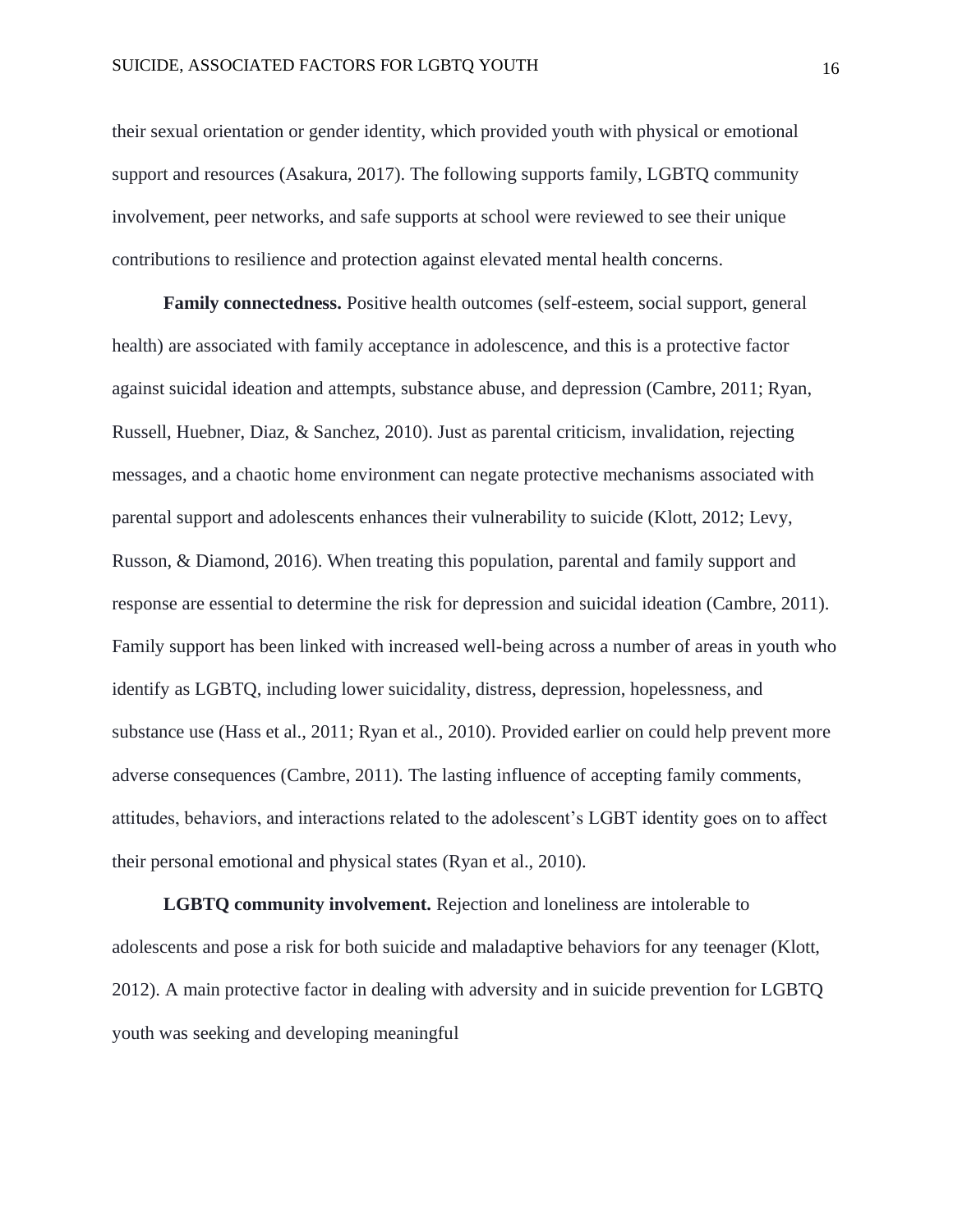their sexual orientation or gender identity, which provided youth with physical or emotional support and resources (Asakura, 2017). The following supports family, LGBTQ community involvement, peer networks, and safe supports at school were reviewed to see their unique contributions to resilience and protection against elevated mental health concerns.

**Family connectedness.** Positive health outcomes (self-esteem, social support, general health) are associated with family acceptance in adolescence, and this is a protective factor against suicidal ideation and attempts, substance abuse, and depression (Cambre, 2011; Ryan, Russell, Huebner, Diaz, & Sanchez, 2010). Just as parental criticism, invalidation, rejecting messages, and a chaotic home environment can negate protective mechanisms associated with parental support and adolescents enhances their vulnerability to suicide (Klott, 2012; Levy, Russon, & Diamond, 2016). When treating this population, parental and family support and response are essential to determine the risk for depression and suicidal ideation (Cambre, 2011). Family support has been linked with increased well-being across a number of areas in youth who identify as LGBTQ, including lower suicidality, distress, depression, hopelessness, and substance use (Hass et al., 2011; Ryan et al., 2010). Provided earlier on could help prevent more adverse consequences (Cambre, 2011). The lasting influence of accepting family comments, attitudes, behaviors, and interactions related to the adolescent's LGBT identity goes on to affect their personal emotional and physical states (Ryan et al., 2010).

**LGBTQ community involvement.** Rejection and loneliness are intolerable to adolescents and pose a risk for both suicide and maladaptive behaviors for any teenager (Klott, 2012). A main protective factor in dealing with adversity and in suicide prevention for LGBTQ youth was seeking and developing meaningful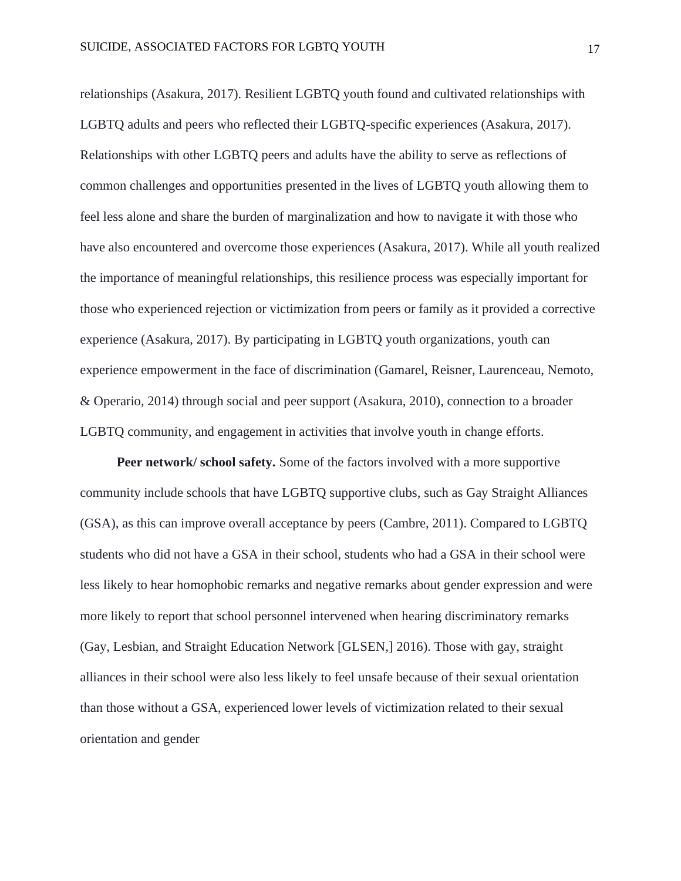relationships (Asakura, 2017). Resilient LGBTQ youth found and cultivated relationships with LGBTQ adults and peers who reflected their LGBTQ-specific experiences (Asakura, 2017). Relationships with other LGBTQ peers and adults have the ability to serve as reflections of common challenges and opportunities presented in the lives of LGBTQ youth allowing them to feel less alone and share the burden of marginalization and how to navigate it with those who have also encountered and overcome those experiences (Asakura, 2017). While all youth realized the importance of meaningful relationships, this resilience process was especially important for those who experienced rejection or victimization from peers or family as it provided a corrective experience (Asakura, 2017). By participating in LGBTQ youth organizations, youth can experience empowerment in the face of discrimination (Gamarel, Reisner, Laurenceau, Nemoto, & Operario, 2014) through social and peer support (Asakura, 2010), connection to a broader LGBTQ community, and engagement in activities that involve youth in change efforts.

**Peer network/ school safety.** Some of the factors involved with a more supportive community include schools that have LGBTQ supportive clubs, such as Gay Straight Alliances (GSA), as this can improve overall acceptance by peers (Cambre, 2011). Compared to LGBTQ students who did not have a GSA in their school, students who had a GSA in their school were less likely to hear homophobic remarks and negative remarks about gender expression and were more likely to report that school personnel intervened when hearing discriminatory remarks (Gay, Lesbian, and Straight Education Network [GLSEN,] 2016). Those with gay, straight alliances in their school were also less likely to feel unsafe because of their sexual orientation than those without a GSA, experienced lower levels of victimization related to their sexual orientation and gender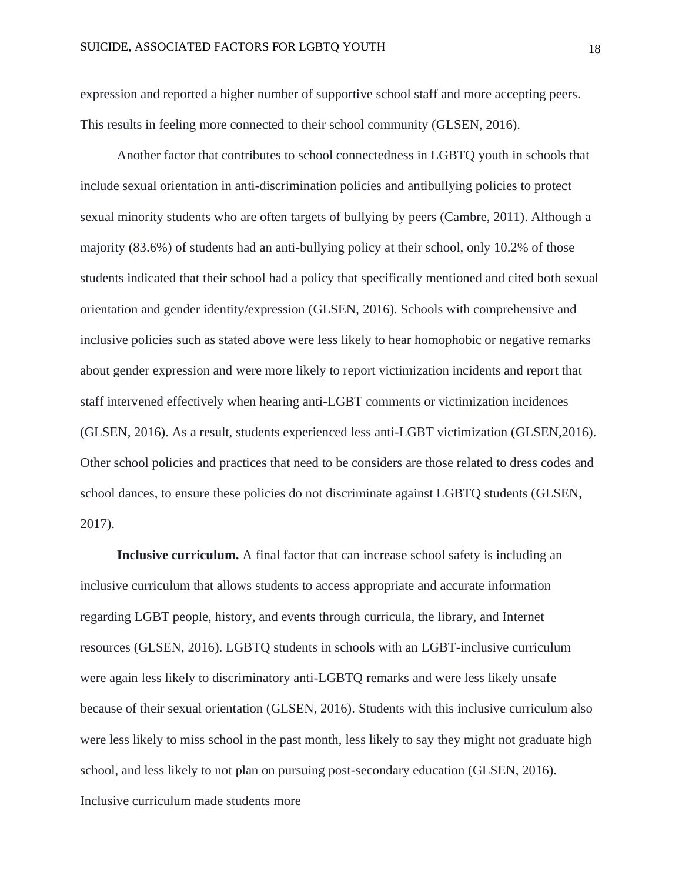expression and reported a higher number of supportive school staff and more accepting peers. This results in feeling more connected to their school community (GLSEN, 2016).

Another factor that contributes to school connectedness in LGBTQ youth in schools that include sexual orientation in anti-discrimination policies and antibullying policies to protect sexual minority students who are often targets of bullying by peers (Cambre, 2011). Although a majority (83.6%) of students had an anti-bullying policy at their school, only 10.2% of those students indicated that their school had a policy that specifically mentioned and cited both sexual orientation and gender identity/expression (GLSEN, 2016). Schools with comprehensive and inclusive policies such as stated above were less likely to hear homophobic or negative remarks about gender expression and were more likely to report victimization incidents and report that staff intervened effectively when hearing anti-LGBT comments or victimization incidences (GLSEN, 2016). As a result, students experienced less anti-LGBT victimization (GLSEN,2016). Other school policies and practices that need to be considers are those related to dress codes and school dances, to ensure these policies do not discriminate against LGBTQ students (GLSEN, 2017).

**Inclusive curriculum.** A final factor that can increase school safety is including an inclusive curriculum that allows students to access appropriate and accurate information regarding LGBT people, history, and events through curricula, the library, and Internet resources (GLSEN, 2016). LGBTQ students in schools with an LGBT-inclusive curriculum were again less likely to discriminatory anti-LGBTQ remarks and were less likely unsafe because of their sexual orientation (GLSEN, 2016). Students with this inclusive curriculum also were less likely to miss school in the past month, less likely to say they might not graduate high school, and less likely to not plan on pursuing post-secondary education (GLSEN, 2016). Inclusive curriculum made students more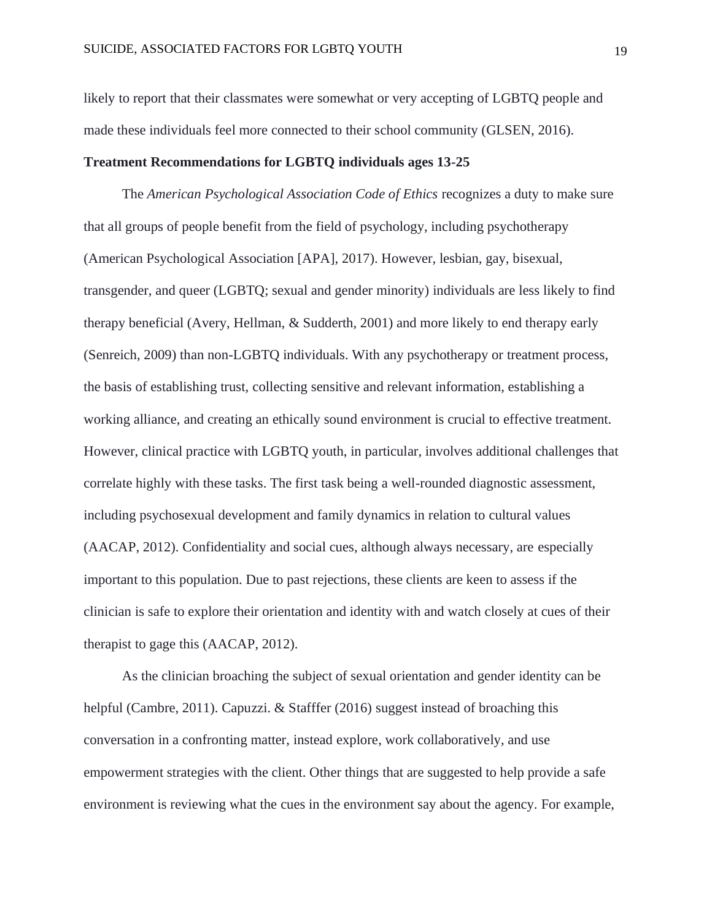likely to report that their classmates were somewhat or very accepting of LGBTQ people and made these individuals feel more connected to their school community (GLSEN, 2016).

**Treatment Recommendations for LGBTQ individuals ages 13-25**

The *American Psychological Association Code of Ethics* recognizes a duty to make sure that all groups of people benefit from the field of psychology, including psychotherapy (American Psychological Association [APA], 2017). However, lesbian, gay, bisexual, transgender, and queer (LGBTQ; sexual and gender minority) individuals are less likely to find therapy beneficial (Avery, Hellman, & Sudderth, 2001) and more likely to end therapy early (Senreich, 2009) than non-LGBTQ individuals. With any psychotherapy or treatment process, the basis of establishing trust, collecting sensitive and relevant information, establishing a working alliance, and creating an ethically sound environment is crucial to effective treatment. However, clinical practice with LGBTQ youth, in particular, involves additional challenges that correlate highly with these tasks. The first task being a well-rounded diagnostic assessment, including psychosexual development and family dynamics in relation to cultural values (AACAP, 2012). Confidentiality and social cues, although always necessary, are especially important to this population. Due to past rejections, these clients are keen to assess if the clinician is safe to explore their orientation and identity with and watch closely at cues of their therapist to gage this (AACAP, 2012).

As the clinician broaching the subject of sexual orientation and gender identity can be helpful (Cambre, 2011). Capuzzi. & Stafffer (2016) suggest instead of broaching this conversation in a confronting matter, instead explore, work collaboratively, and use empowerment strategies with the client. Other things that are suggested to help provide a safe environment is reviewing what the cues in the environment say about the agency. For example,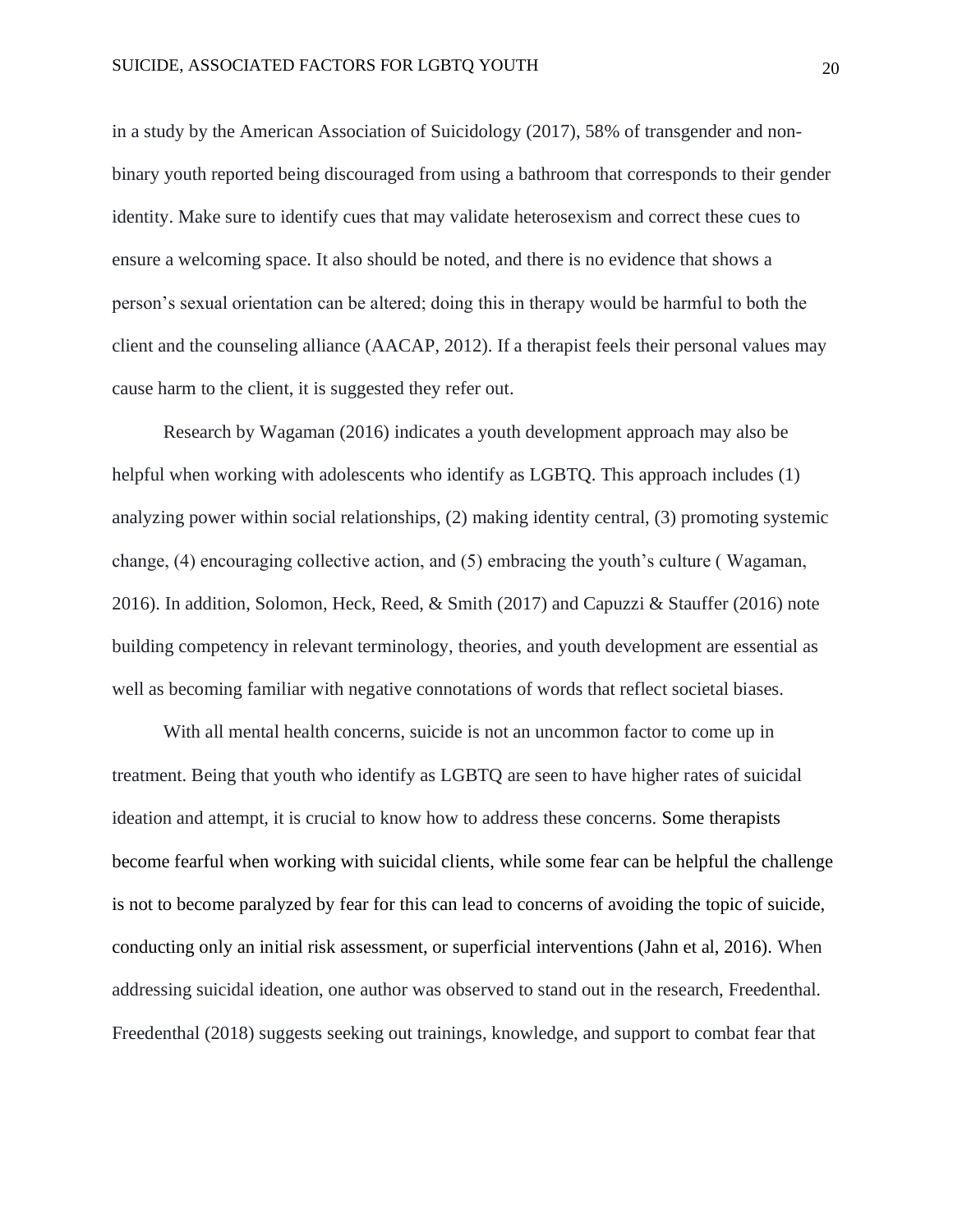in a study by the American Association of Suicidology (2017), 58% of transgender and non-binary youth reported being discouraged from using a bathroom that corresponds to their gender identity. Make sure to identify cues that may validate heterosexism and correct these cues to ensure a welcoming space. It also should be noted, and there is no evidence that shows a person's sexual orientation can be altered; doing this in therapy would be harmful to both the client and the counseling alliance (AACAP, 2012). If a therapist feels their personal values may cause harm to the client, it is suggested they refer out.

Research by Wagaman (2016) indicates a youth development approach may also be helpful when working with adolescents who identify as LGBTQ. This approach includes (1) analyzing power within social relationships, (2) making identity central, (3) promoting systemic change, (4) encouraging collective action, and (5) embracing the youth's culture ( Wagaman, 2016). In addition, Solomon, Heck, Reed, & Smith (2017) and Capuzzi & Stauffer (2016) note building competency in relevant terminology, theories, and youth development are essential as well as becoming familiar with negative connotations of words that reflect societal biases.

With all mental health concerns, suicide is not an uncommon factor to come up in treatment. Being that youth who identify as LGBTQ are seen to have higher rates of suicidal ideation and attempt, it is crucial to know how to address these concerns. Some therapists become fearful when working with suicidal clients, while some fear can be helpful the challenge is not to become paralyzed by fear for this can lead to concerns of avoiding the topic of suicide, conducting only an initial risk assessment, or superficial interventions (Jahn et al, 2016). When addressing suicidal ideation, one author was observed to stand out in the research, Freedenthal. Freedenthal (2018) suggests seeking out trainings, knowledge, and support to combat fear that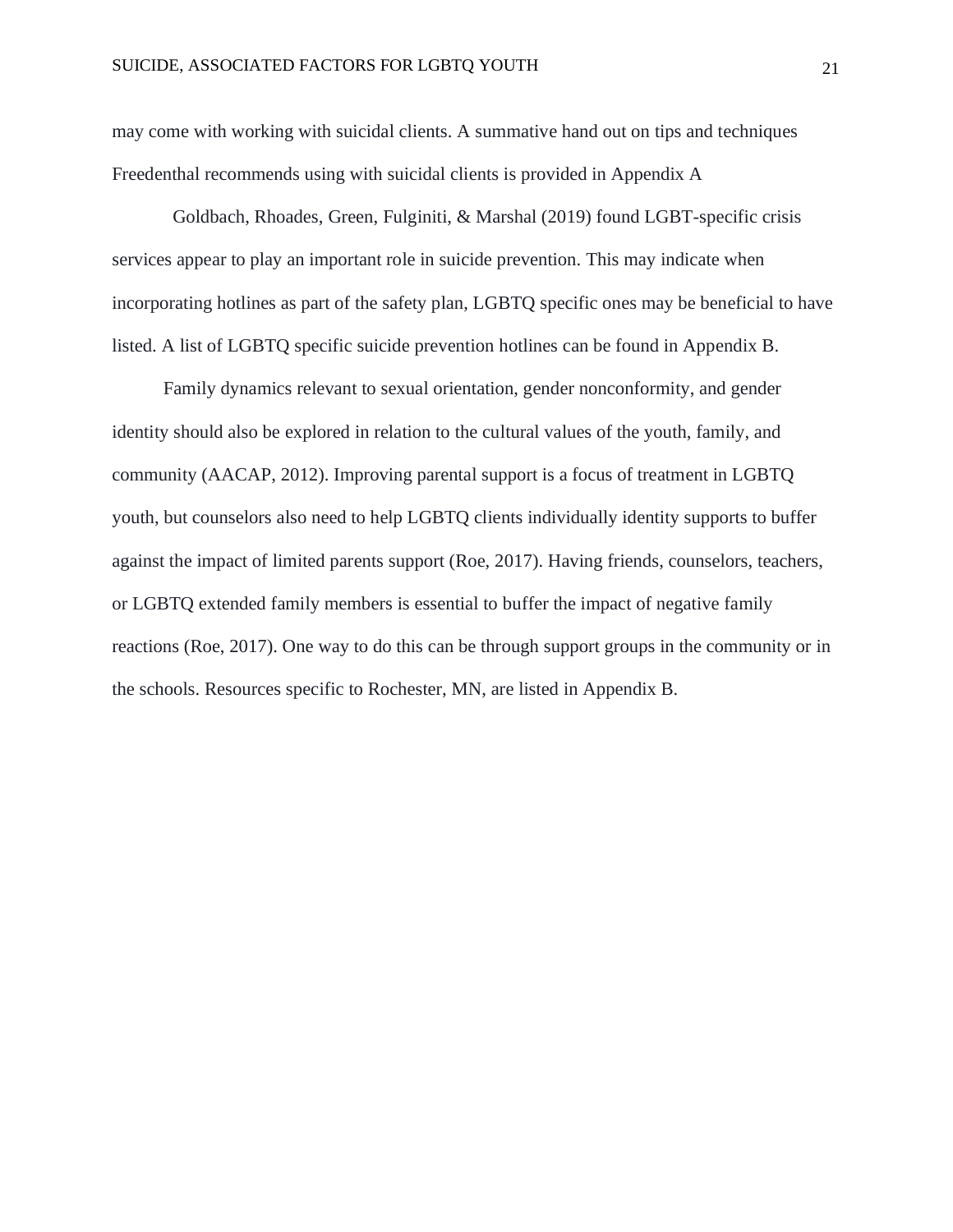may come with working with suicidal clients. A summative hand out on tips and techniques Freedenthal recommends using with suicidal clients is provided in Appendix A

Goldbach, Rhoades, Green, Fulginiti, & Marshal (2019) found LGBT-specific crisis services appear to play an important role in suicide prevention. This may indicate when incorporating hotlines as part of the safety plan, LGBTQ specific ones may be beneficial to have listed. A list of LGBTQ specific suicide prevention hotlines can be found in Appendix B.

Family dynamics relevant to sexual orientation, gender nonconformity, and gender identity should also be explored in relation to the cultural values of the youth, family, and community (AACAP, 2012). Improving parental support is a focus of treatment in LGBTQ youth, but counselors also need to help LGBTQ clients individually identity supports to buffer against the impact of limited parents support (Roe, 2017). Having friends, counselors, teachers, or LGBTQ extended family members is essential to buffer the impact of negative family reactions (Roe, 2017). One way to do this can be through support groups in the community or in the schools. Resources specific to Rochester, MN, are listed in Appendix B.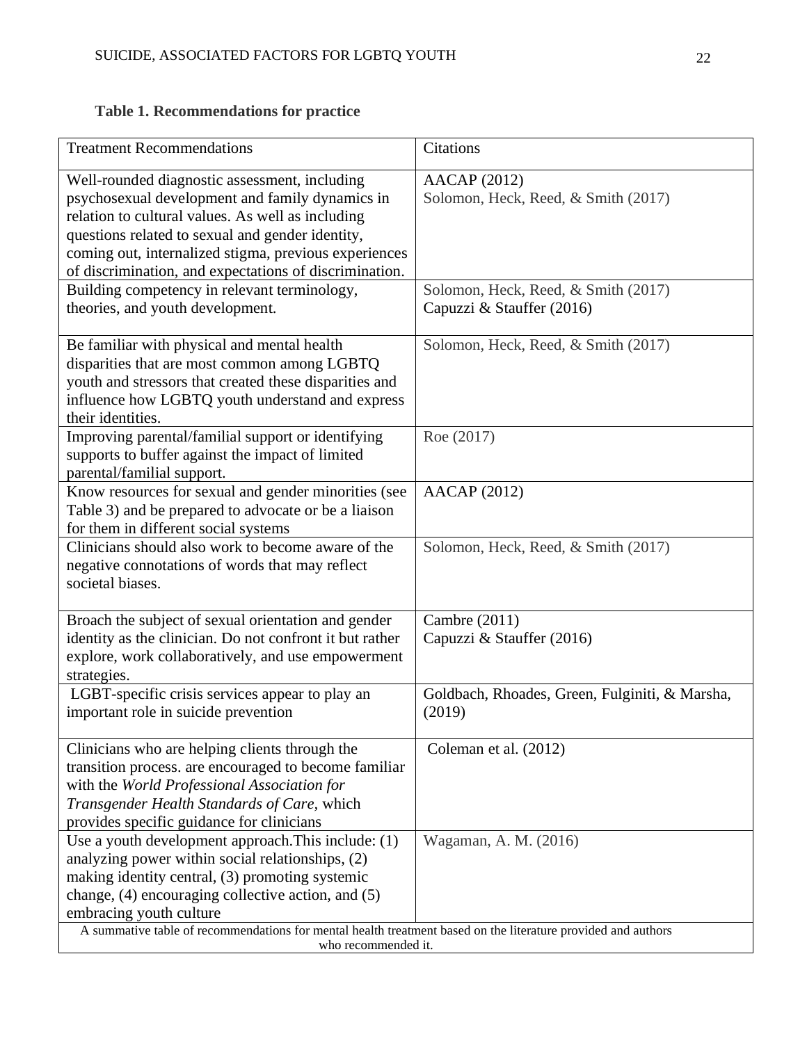**Table 1. Recommendations for practice**

| Treatment Recommendations | Citations |
|---|---|
| Well-rounded diagnostic assessment, including psychosexual development and family dynamics in relation to cultural values. As well as including questions related to sexual and gender identity, coming out, internalized stigma, previous experiences of discrimination, and expectations of discrimination. | AACAP (2012)<br>Solomon, Heck, Reed, & Smith (2017) |
| Building competency in relevant terminology, theories, and youth development. | Solomon, Heck, Reed, & Smith (2017)<br>Capuzzi & Stauffer (2016) |
| Be familiar with physical and mental health disparities that are most common among LGBTQ youth and stressors that created these disparities and influence how LGBTQ youth understand and express their identities. | Solomon, Heck, Reed, & Smith (2017) |
| Improving parental/familial support or identifying supports to buffer against the impact of limited parental/familial support. | Roe (2017) |
| Know resources for sexual and gender minorities (see Table 3) and be prepared to advocate or be a liaison for them in different social systems | AACAP (2012) |
| Clinicians should also work to become aware of the negative connotations of words that may reflect societal biases. | Solomon, Heck, Reed, & Smith (2017) |
| Broach the subject of sexual orientation and gender identity as the clinician. Do not confront it but rather explore, work collaboratively, and use empowerment strategies. | Cambre (2011)<br>Capuzzi & Stauffer (2016) |
| LGBT-specific crisis services appear to play an important role in suicide prevention | Goldbach, Rhoades, Green, Fulginiti, & Marsha, (2019) |
| Clinicians who are helping clients through the transition process. are encouraged to become familiar with the *World Professional Association for Transgender Health Standards of Care,* which provides specific guidance for clinicians | Coleman et al. (2012) |
| Use a youth development approach.This include: (1) analyzing power within social relationships, (2) making identity central, (3) promoting systemic change, (4) encouraging collective action, and (5) embracing youth culture | Wagaman, A. M. (2016) |

A summative table of recommendations for mental health treatment based on the literature provided and authors who recommended it.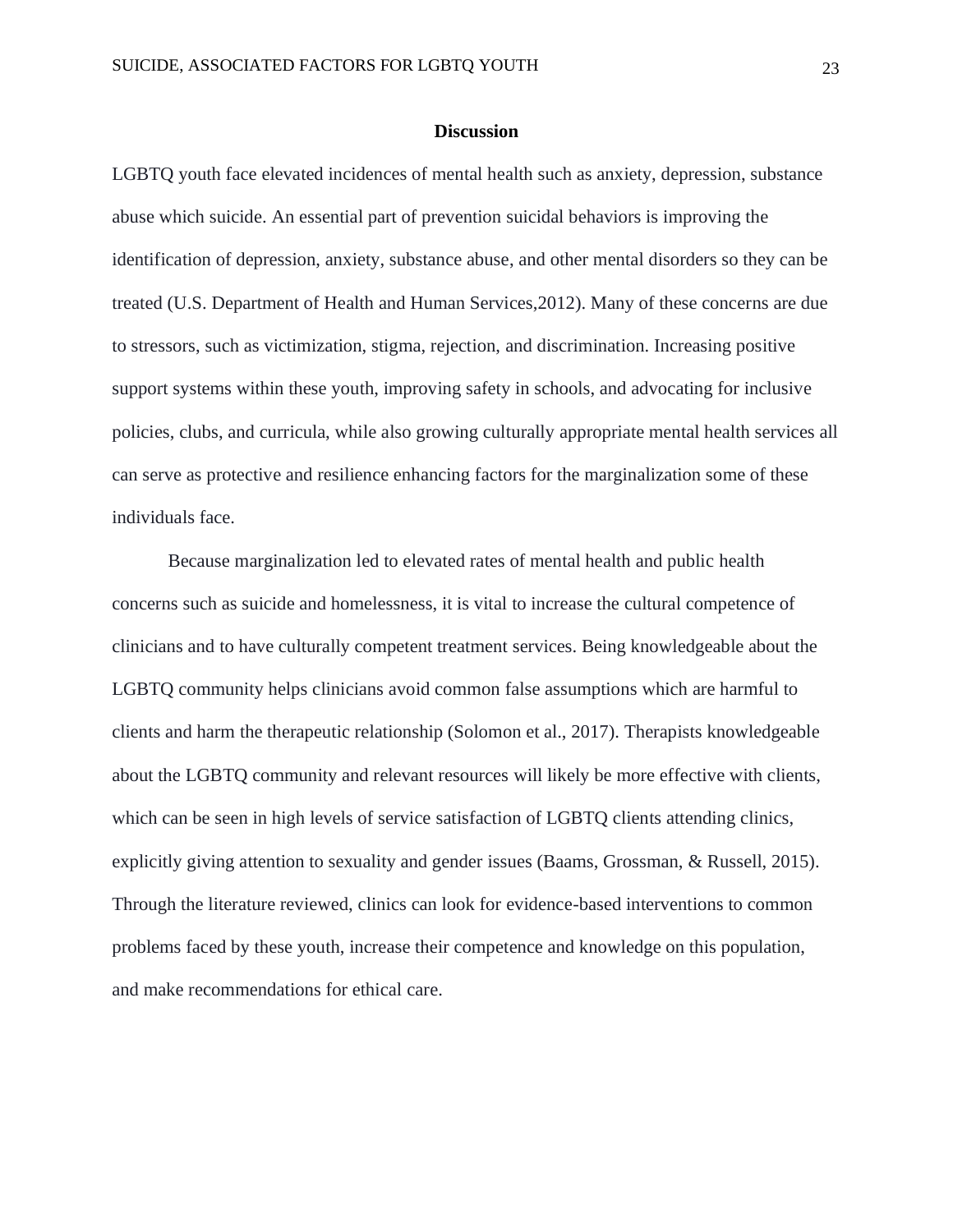## Discussion

LGBTQ youth face elevated incidences of mental health such as anxiety, depression, substance abuse which suicide. An essential part of prevention suicidal behaviors is improving the identification of depression, anxiety, substance abuse, and other mental disorders so they can be treated (U.S. Department of Health and Human Services,2012). Many of these concerns are due to stressors, such as victimization, stigma, rejection, and discrimination. Increasing positive support systems within these youth, improving safety in schools, and advocating for inclusive policies, clubs, and curricula, while also growing culturally appropriate mental health services all can serve as protective and resilience enhancing factors for the marginalization some of these individuals face.

Because marginalization led to elevated rates of mental health and public health concerns such as suicide and homelessness, it is vital to increase the cultural competence of clinicians and to have culturally competent treatment services. Being knowledgeable about the LGBTQ community helps clinicians avoid common false assumptions which are harmful to clients and harm the therapeutic relationship (Solomon et al., 2017). Therapists knowledgeable about the LGBTQ community and relevant resources will likely be more effective with clients, which can be seen in high levels of service satisfaction of LGBTQ clients attending clinics, explicitly giving attention to sexuality and gender issues (Baams, Grossman, & Russell, 2015). Through the literature reviewed, clinics can look for evidence-based interventions to common problems faced by these youth, increase their competence and knowledge on this population, and make recommendations for ethical care.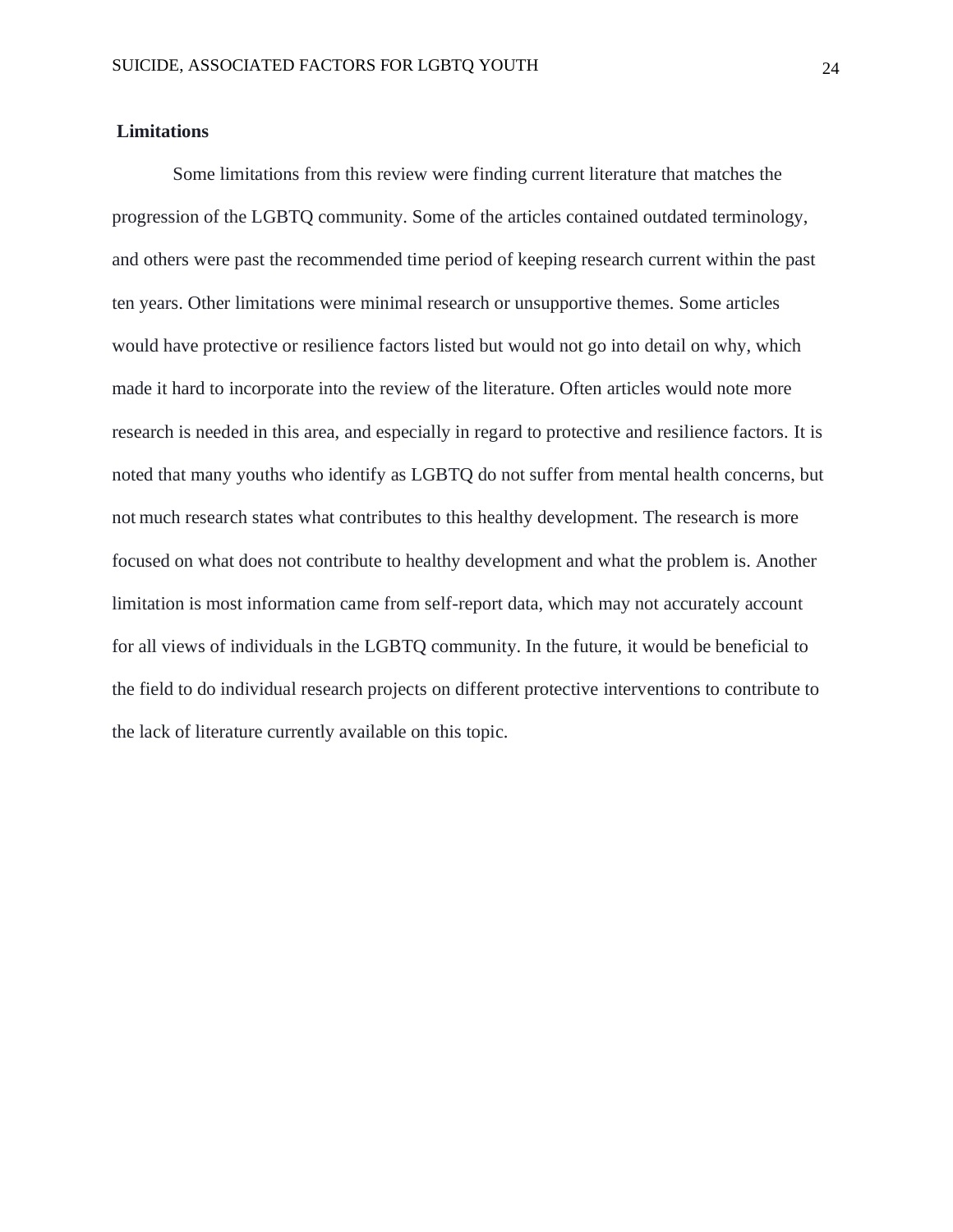## Limitations

Some limitations from this review were finding current literature that matches the progression of the LGBTQ community. Some of the articles contained outdated terminology, and others were past the recommended time period of keeping research current within the past ten years. Other limitations were minimal research or unsupportive themes. Some articles would have protective or resilience factors listed but would not go into detail on why, which made it hard to incorporate into the review of the literature. Often articles would note more research is needed in this area, and especially in regard to protective and resilience factors. It is noted that many youths who identify as LGBTQ do not suffer from mental health concerns, but not much research states what contributes to this healthy development. The research is more focused on what does not contribute to healthy development and what the problem is. Another limitation is most information came from self-report data, which may not accurately account for all views of individuals in the LGBTQ community. In the future, it would be beneficial to the field to do individual research projects on different protective interventions to contribute to the lack of literature currently available on this topic.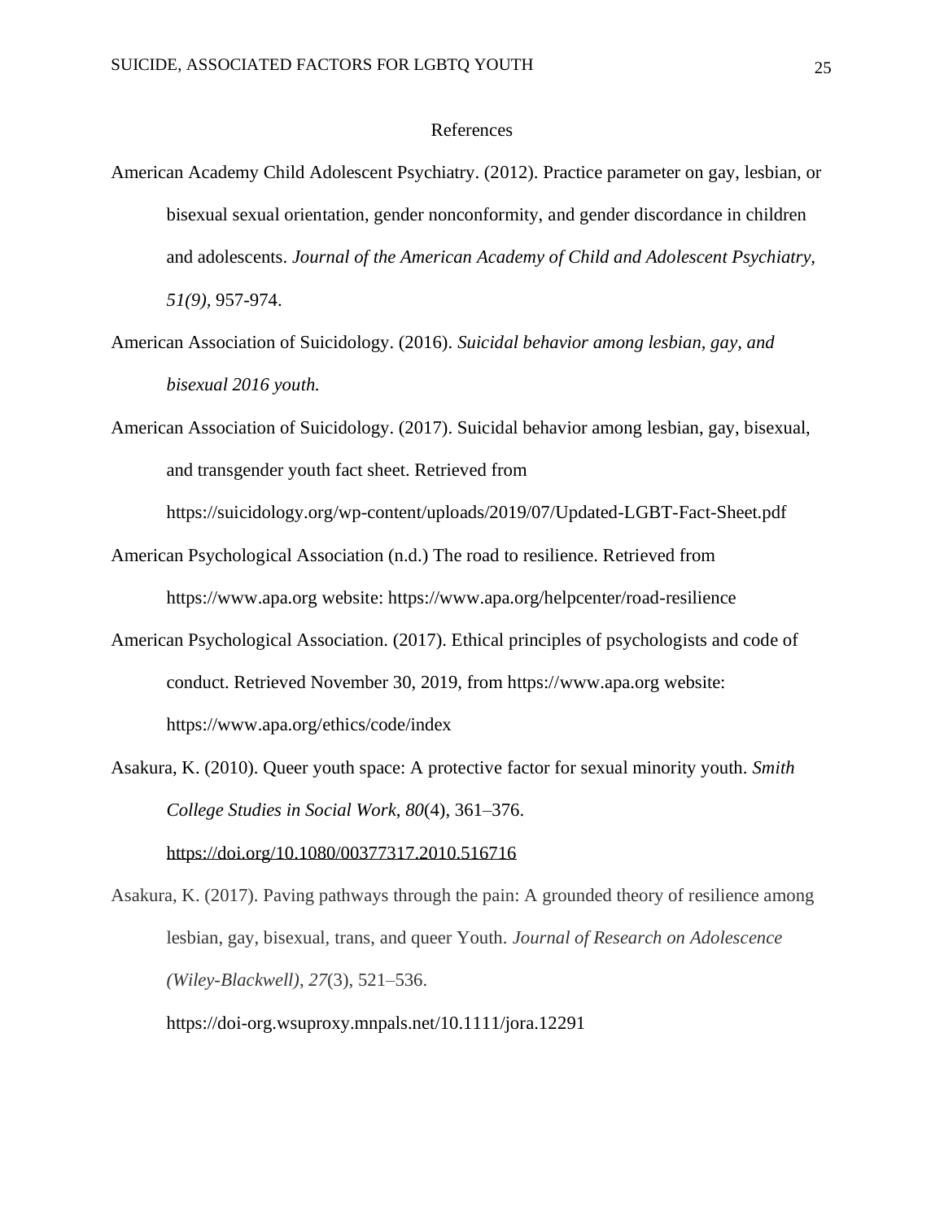# References

American Academy Child Adolescent Psychiatry. (2012). Practice parameter on gay, lesbian, or bisexual sexual orientation, gender nonconformity, and gender discordance in children and adolescents. *Journal of the American Academy of Child and Adolescent Psychiatry, 51(9),* 957-974.

American Association of Suicidology. (2016). *Suicidal behavior among lesbian, gay, and bisexual 2016 youth.*

American Association of Suicidology. (2017). Suicidal behavior among lesbian, gay, bisexual, and transgender youth fact sheet. Retrieved from https://suicidology.org/wp-content/uploads/2019/07/Updated-LGBT-Fact-Sheet.pdf

American Psychological Association (n.d.) The road to resilience. Retrieved from https://www.apa.org website: https://www.apa.org/helpcenter/road-resilience

American Psychological Association. (2017). Ethical principles of psychologists and code of conduct. Retrieved November 30, 2019, from https://www.apa.org website: https://www.apa.org/ethics/code/index

Asakura, K. (2010). Queer youth space: A protective factor for sexual minority youth. *Smith College Studies in Social Work*, *80*(4), 361–376. https://doi.org/10.1080/00377317.2010.516716

Asakura, K. (2017). Paving pathways through the pain: A grounded theory of resilience among lesbian, gay, bisexual, trans, and queer Youth. *Journal of Research on Adolescence (Wiley-Blackwell)*, *27*(3), 521–536. https://doi-org.wsuproxy.mnpals.net/10.1111/jora.12291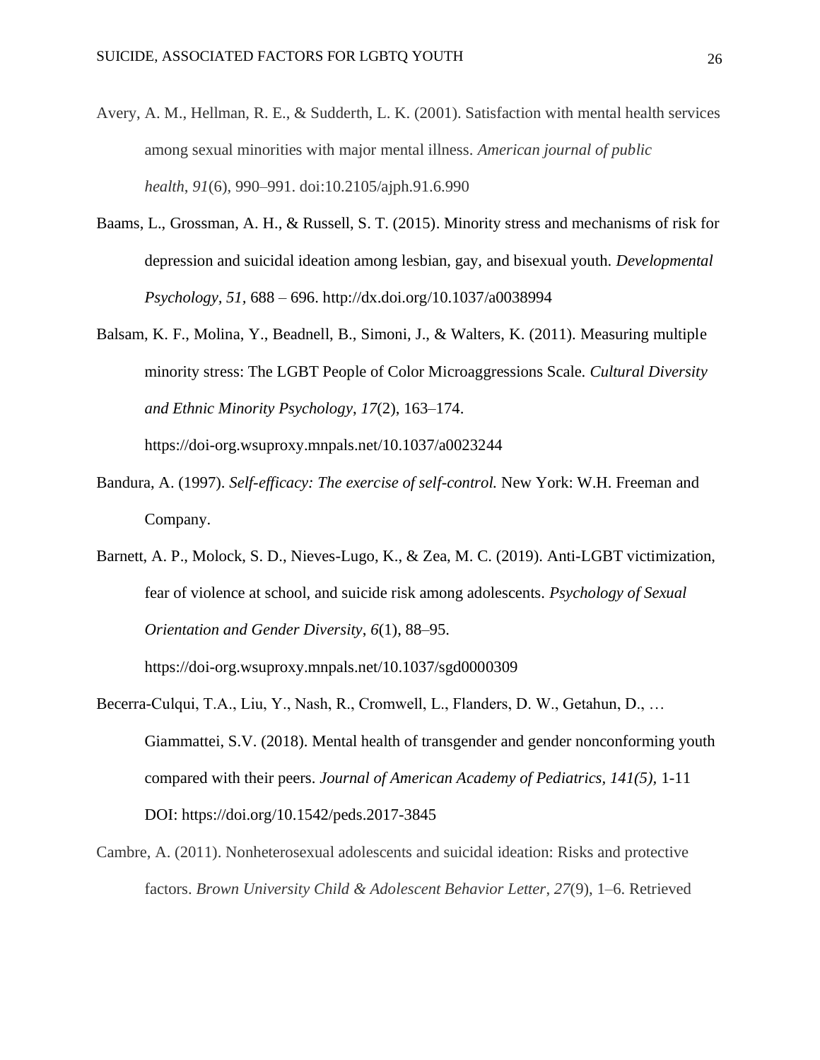Avery, A. M., Hellman, R. E., & Sudderth, L. K. (2001). Satisfaction with mental health services among sexual minorities with major mental illness. *American journal of public health*, *91*(6), 990–991. doi:10.2105/ajph.91.6.990

Baams, L., Grossman, A. H., & Russell, S. T. (2015). Minority stress and mechanisms of risk for depression and suicidal ideation among lesbian, gay, and bisexual youth. *Developmental Psychology*, *51*, 688 – 696. http://dx.doi.org/10.1037/a0038994

Balsam, K. F., Molina, Y., Beadnell, B., Simoni, J., & Walters, K. (2011). Measuring multiple minority stress: The LGBT People of Color Microaggressions Scale. *Cultural Diversity and Ethnic Minority Psychology*, *17*(2), 163–174. https://doi-org.wsuproxy.mnpals.net/10.1037/a0023244

Bandura, A. (1997). *Self-efficacy: The exercise of self-control.* New York: W.H. Freeman and Company.

Barnett, A. P., Molock, S. D., Nieves-Lugo, K., & Zea, M. C. (2019). Anti-LGBT victimization, fear of violence at school, and suicide risk among adolescents. *Psychology of Sexual Orientation and Gender Diversity*, *6*(1), 88–95. https://doi-org.wsuproxy.mnpals.net/10.1037/sgd0000309

Becerra-Culqui, T.A., Liu, Y., Nash, R., Cromwell, L., Flanders, D. W., Getahun, D., … Giammattei, S.V. (2018). Mental health of transgender and gender nonconforming youth compared with their peers. *Journal of American Academy of Pediatrics, 141(5),* 1-11 DOI: https://doi.org/10.1542/peds.2017-3845

Cambre, A. (2011). Nonheterosexual adolescents and suicidal ideation: Risks and protective factors. *Brown University Child & Adolescent Behavior Letter*, *27*(9), 1–6. Retrieved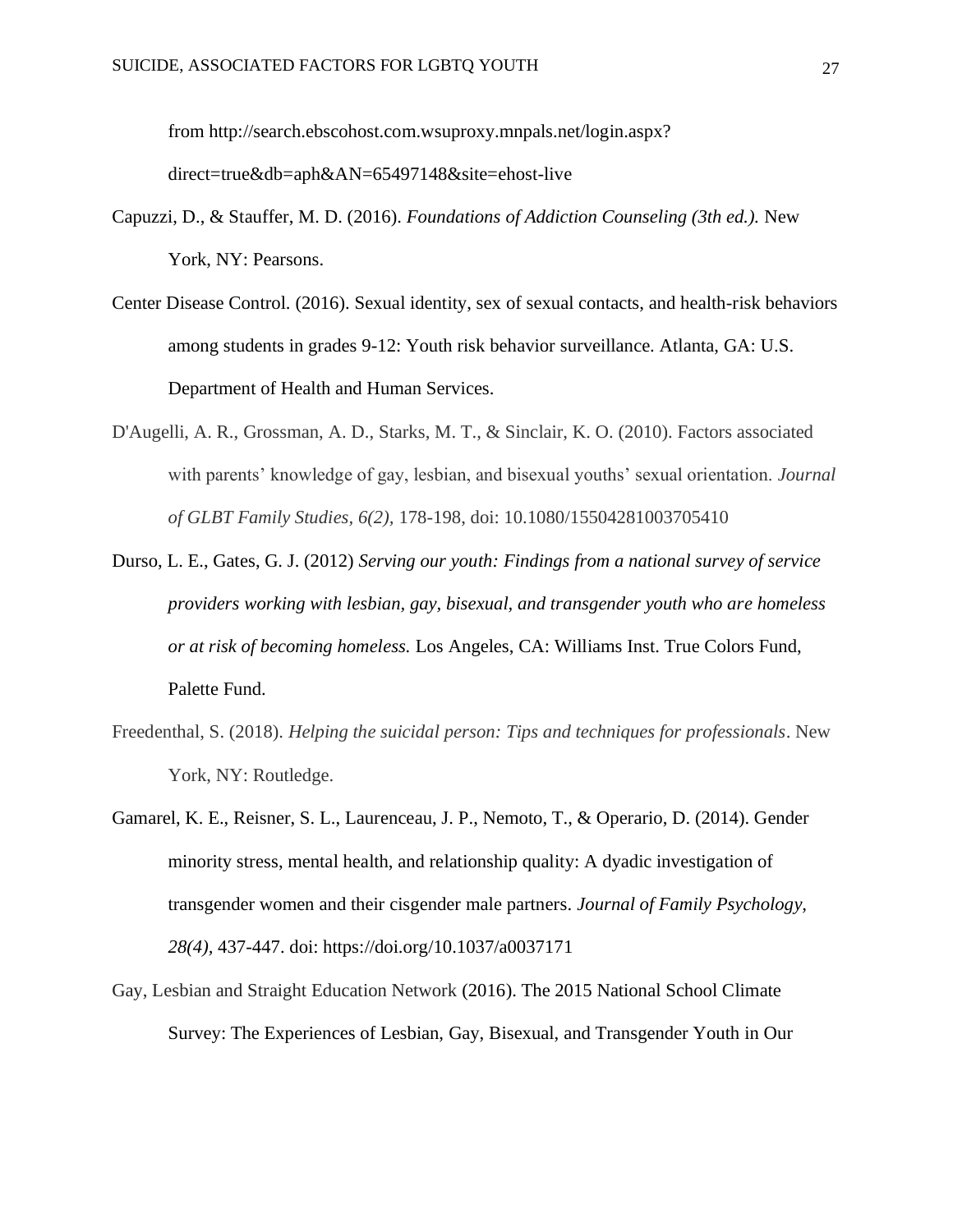from http://search.ebscohost.com.wsuproxy.mnpals.net/login.aspx?direct=true&db=aph&AN=65497148&site=ehost-live

Capuzzi, D., & Stauffer, M. D. (2016). *Foundations of Addiction Counseling (3th ed.).* New York, NY: Pearsons.

Center Disease Control. (2016). Sexual identity, sex of sexual contacts, and health-risk behaviors among students in grades 9-12: Youth risk behavior surveillance. Atlanta, GA: U.S. Department of Health and Human Services.

D'Augelli, A. R., Grossman, A. D., Starks, M. T., & Sinclair, K. O. (2010). Factors associated with parents' knowledge of gay, lesbian, and bisexual youths' sexual orientation. *Journal of GLBT Family Studies*, *6(2),* 178-198, doi: 10.1080/15504281003705410

Durso, L. E., Gates, G. J. (2012) *Serving our youth: Findings from a national survey of service providers working with lesbian, gay, bisexual, and transgender youth who are homeless or at risk of becoming homeless.* Los Angeles, CA: Williams Inst. True Colors Fund, Palette Fund.

Freedenthal, S. (2018). *Helping the suicidal person: Tips and techniques for professionals*. New York, NY: Routledge.

Gamarel, K. E., Reisner, S. L., Laurenceau, J. P., Nemoto, T., & Operario, D. (2014). Gender minority stress, mental health, and relationship quality: A dyadic investigation of transgender women and their cisgender male partners. *Journal of Family Psychology, 28(4),* 437-447. doi: https://doi.org/10.1037/a0037171

Gay, Lesbian and Straight Education Network (2016). The 2015 National School Climate Survey: The Experiences of Lesbian, Gay, Bisexual, and Transgender Youth in Our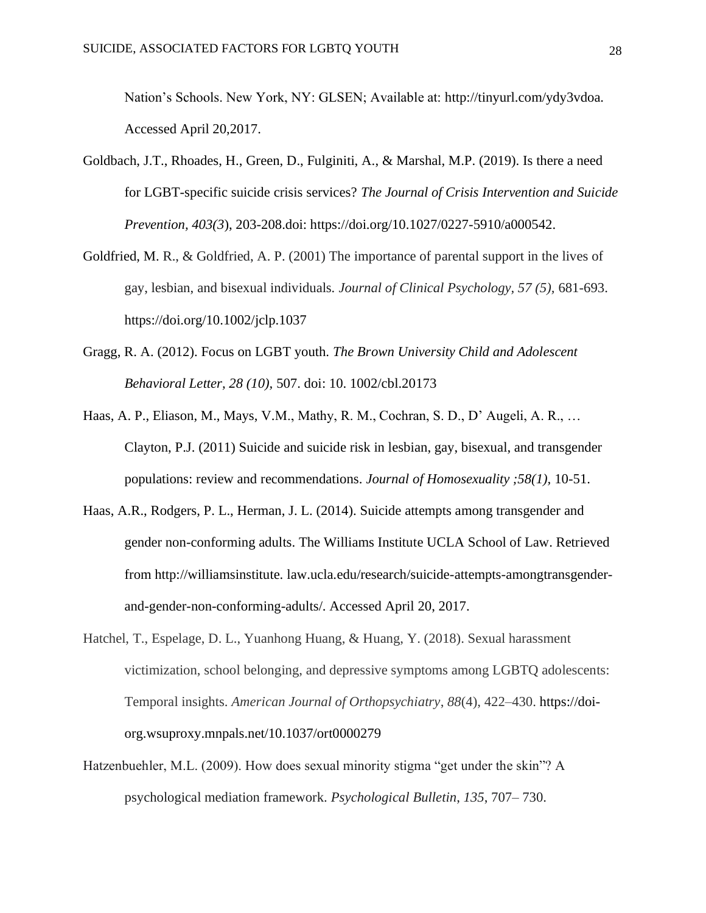Nation's Schools. New York, NY: GLSEN; Available at: http://tinyurl.com/ydy3vdoa. Accessed April 20,2017.

Goldbach, J.T., Rhoades, H., Green, D., Fulginiti, A., & Marshal, M.P. (2019). Is there a need for LGBT-specific suicide crisis services? *The Journal of Crisis Intervention and Suicide Prevention, 403(3*), 203-208.doi: https://doi.org/10.1027/0227-5910/a000542.

Goldfried, M. R., & Goldfried, A. P. (2001) The importance of parental support in the lives of gay, lesbian, and bisexual individuals. *Journal of Clinical Psychology, 57 (5)*, 681-693. https://doi.org/10.1002/jclp.1037

Gragg, R. A. (2012). Focus on LGBT youth. *The Brown University Child and Adolescent Behavioral Letter, 28 (10),* 507. doi: 10. 1002/cbl.20173

Haas, A. P., Eliason, M., Mays, V.M., Mathy, R. M., Cochran, S. D., D' Augeli, A. R., … Clayton, P.J. (2011) Suicide and suicide risk in lesbian, gay, bisexual, and transgender populations: review and recommendations. *Journal of Homosexuality ;58(1),* 10-51.

Haas, A.R., Rodgers, P. L., Herman, J. L. (2014). Suicide attempts among transgender and gender non-conforming adults. The Williams Institute UCLA School of Law. Retrieved from http://williamsinstitute. law.ucla.edu/research/suicide-attempts-amongtransgender-and-gender-non-conforming-adults/. Accessed April 20, 2017.

Hatchel, T., Espelage, D. L., Yuanhong Huang, & Huang, Y. (2018). Sexual harassment victimization, school belonging, and depressive symptoms among LGBTQ adolescents: Temporal insights. *American Journal of Orthopsychiatry*, *88*(4), 422–430. https://doi-org.wsuproxy.mnpals.net/10.1037/ort0000279

Hatzenbuehler, M.L. (2009). How does sexual minority stigma "get under the skin"? A psychological mediation framework. *Psychological Bulletin*, *135*, 707– 730.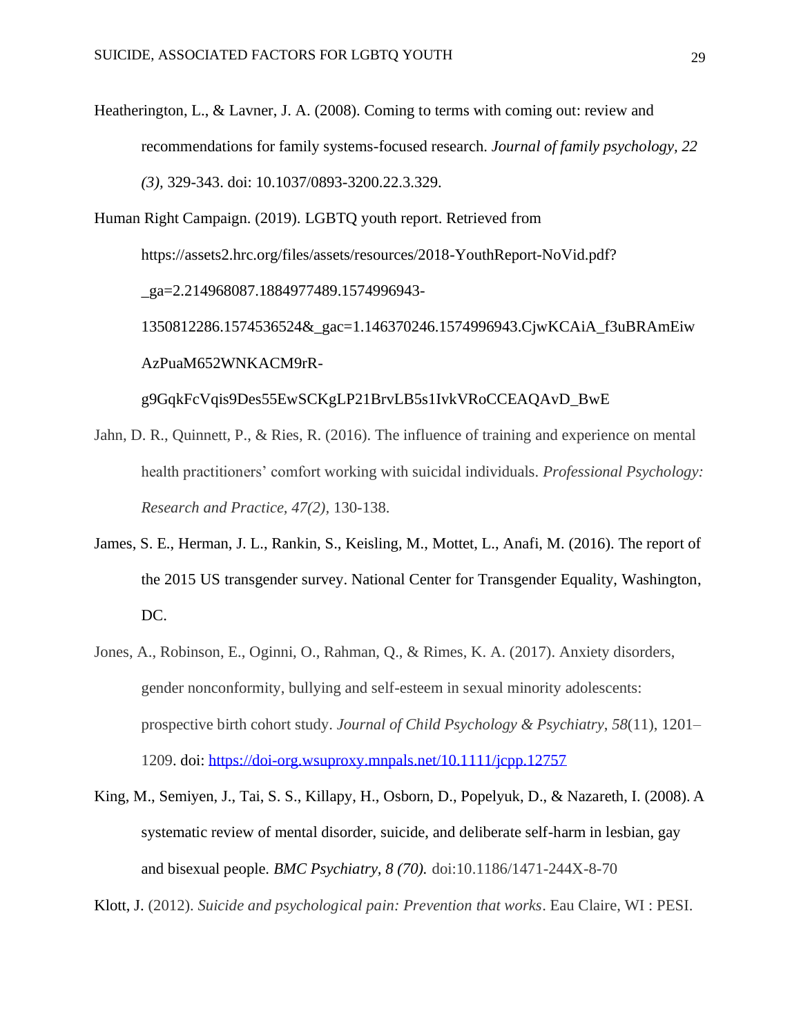Heatherington, L., & Lavner, J. A. (2008). Coming to terms with coming out: review and recommendations for family systems-focused research. *Journal of family psychology, 22 (3),* 329-343. doi: 10.1037/0893-3200.22.3.329.

Human Right Campaign. (2019). LGBTQ youth report. Retrieved from https://assets2.hrc.org/files/assets/resources/2018-YouthReport-NoVid.pdf?_ga=2.214968087.1884977489.1574996943-1350812286.1574536524&_gac=1.146370246.1574996943.CjwKCAiA_f3uBRAmEiwAzPuaM652WNKACM9rR-g9GqkFcVqis9Des55EwSCKgLP21BrvLB5s1IvkVRoCCEAQAvD_BwE

Jahn, D. R., Quinnett, P., & Ries, R. (2016). The influence of training and experience on mental health practitioners' comfort working with suicidal individuals. *Professional Psychology: Research and Practice, 47(2),* 130-138.

James, S. E., Herman, J. L., Rankin, S., Keisling, M., Mottet, L., Anafi, M. (2016). The report of the 2015 US transgender survey. National Center for Transgender Equality, Washington, DC.

Jones, A., Robinson, E., Oginni, O., Rahman, Q., & Rimes, K. A. (2017). Anxiety disorders, gender nonconformity, bullying and self-esteem in sexual minority adolescents: prospective birth cohort study. *Journal of Child Psychology & Psychiatry*, *58*(11), 1201–1209. doi: https://doi-org.wsuproxy.mnpals.net/10.1111/jcpp.12757

King, M., Semiyen, J., Tai, S. S., Killapy, H., Osborn, D., Popelyuk, D., & Nazareth, I. (2008). A systematic review of mental disorder, suicide, and deliberate self-harm in lesbian, gay and bisexual people. *BMC Psychiatry, 8 (70).* doi:10.1186/1471-244X-8-70

Klott, J. (2012). *Suicide and psychological pain: Prevention that works*. Eau Claire, WI : PESI.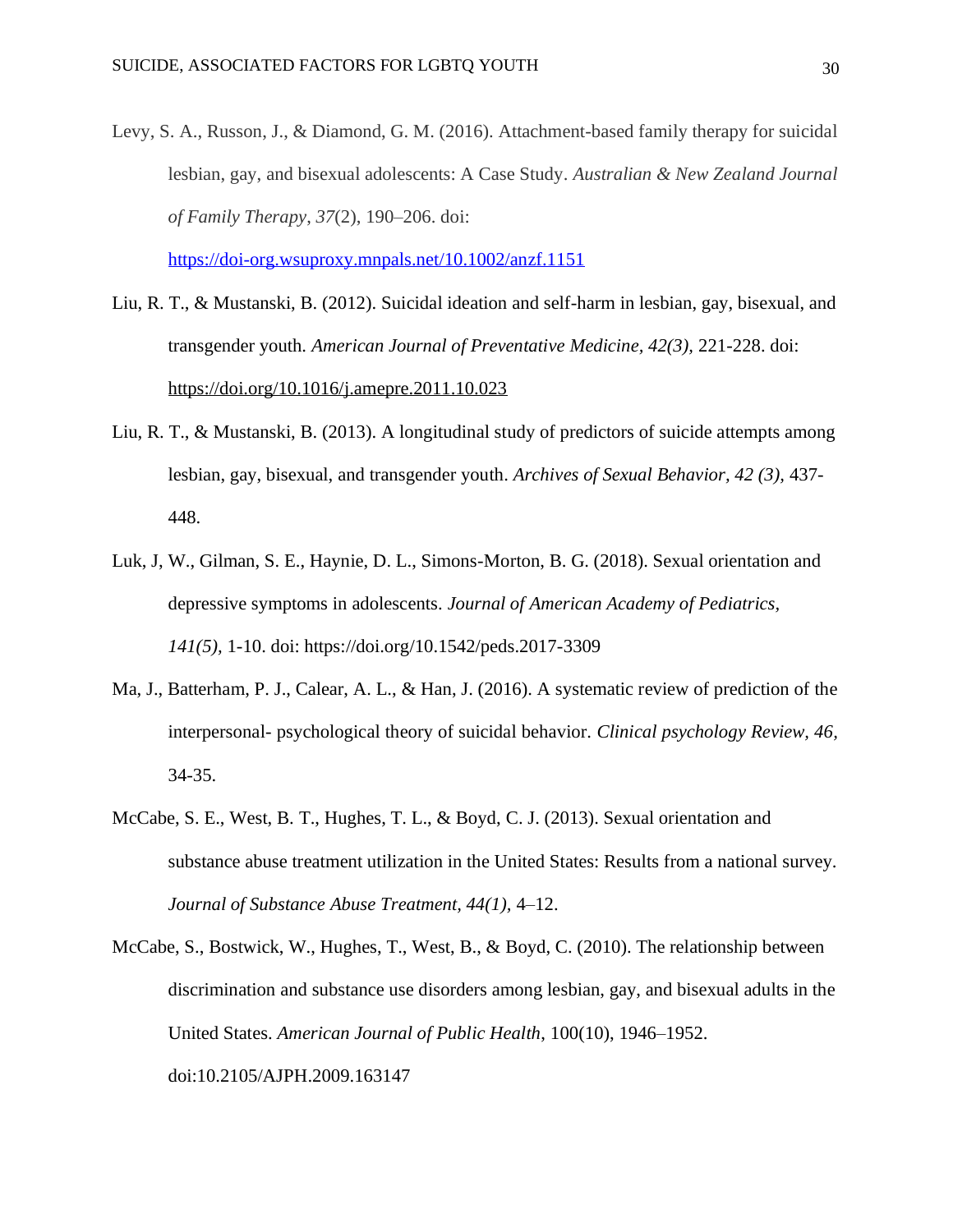Levy, S. A., Russon, J., & Diamond, G. M. (2016). Attachment-based family therapy for suicidal lesbian, gay, and bisexual adolescents: A Case Study. *Australian & New Zealand Journal of Family Therapy*, *37*(2), 190–206. doi: https://doi-org.wsuproxy.mnpals.net/10.1002/anzf.1151

Liu, R. T., & Mustanski, B. (2012). Suicidal ideation and self-harm in lesbian, gay, bisexual, and transgender youth. *American Journal of Preventative Medicine, 42(3),* 221-228. doi: https://doi.org/10.1016/j.amepre.2011.10.023

Liu, R. T., & Mustanski, B. (2013). A longitudinal study of predictors of suicide attempts among lesbian, gay, bisexual, and transgender youth. *Archives of Sexual Behavior, 42 (3),* 437-448.

Luk, J, W., Gilman, S. E., Haynie, D. L., Simons-Morton, B. G. (2018). Sexual orientation and depressive symptoms in adolescents. *Journal of American Academy of Pediatrics, 141(5),* 1-10. doi: https://doi.org/10.1542/peds.2017-3309

Ma, J., Batterham, P. J., Calear, A. L., & Han, J. (2016). A systematic review of prediction of the interpersonal- psychological theory of suicidal behavior. *Clinical psychology Review, 46,* 34-35.

McCabe, S. E., West, B. T., Hughes, T. L., & Boyd, C. J. (2013). Sexual orientation and substance abuse treatment utilization in the United States: Results from a national survey. *Journal of Substance Abuse Treatment, 44(1),* 4–12.

McCabe, S., Bostwick, W., Hughes, T., West, B., & Boyd, C. (2010). The relationship between discrimination and substance use disorders among lesbian, gay, and bisexual adults in the United States. *American Journal of Public Health*, 100(10), 1946–1952. doi:10.2105/AJPH.2009.163147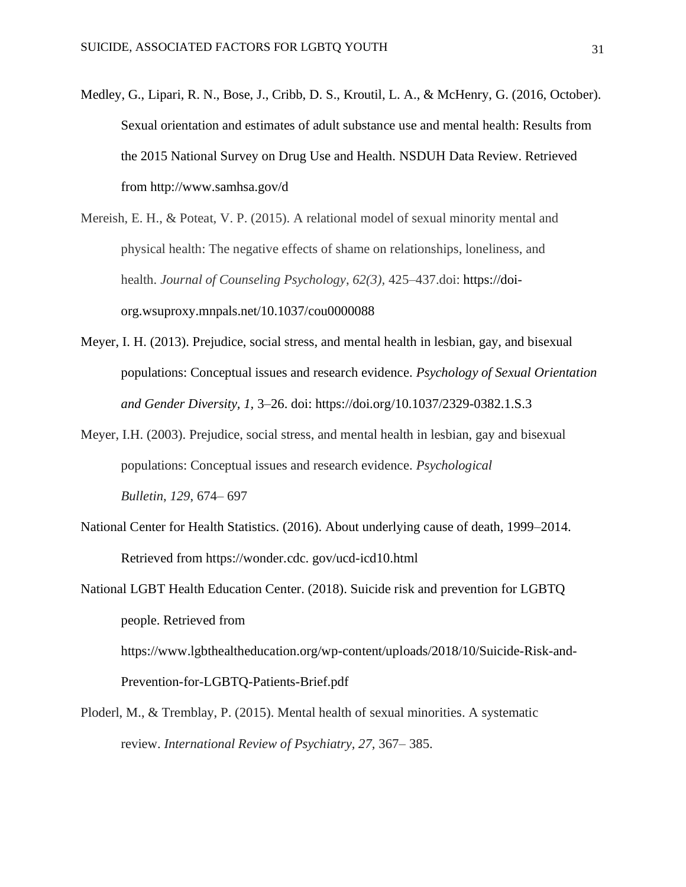Medley, G., Lipari, R. N., Bose, J., Cribb, D. S., Kroutil, L. A., & McHenry, G. (2016, October). Sexual orientation and estimates of adult substance use and mental health: Results from the 2015 National Survey on Drug Use and Health. NSDUH Data Review. Retrieved from http://www.samhsa.gov/d

Mereish, E. H., & Poteat, V. P. (2015). A relational model of sexual minority mental and physical health: The negative effects of shame on relationships, loneliness, and health. *Journal of Counseling Psychology*, *62(3),* 425–437.doi: https://doi-org.wsuproxy.mnpals.net/10.1037/cou0000088

Meyer, I. H. (2013). Prejudice, social stress, and mental health in lesbian, gay, and bisexual populations: Conceptual issues and research evidence. *Psychology of Sexual Orientation and Gender Diversity, 1,* 3–26. doi: https://doi.org/10.1037/2329-0382.1.S.3

Meyer, I.H. (2003). Prejudice, social stress, and mental health in lesbian, gay and bisexual populations: Conceptual issues and research evidence. *Psychological Bulletin*, *129*, 674– 697

National Center for Health Statistics. (2016). About underlying cause of death, 1999–2014. Retrieved from https://wonder.cdc. gov/ucd-icd10.html

National LGBT Health Education Center. (2018). Suicide risk and prevention for LGBTQ people. Retrieved from https://www.lgbthealtheducation.org/wp-content/uploads/2018/10/Suicide-Risk-and-Prevention-for-LGBTQ-Patients-Brief.pdf

Ploderl, M., & Tremblay, P. (2015). Mental health of sexual minorities. A systematic review. *International Review of Psychiatry, 27,* 367– 385.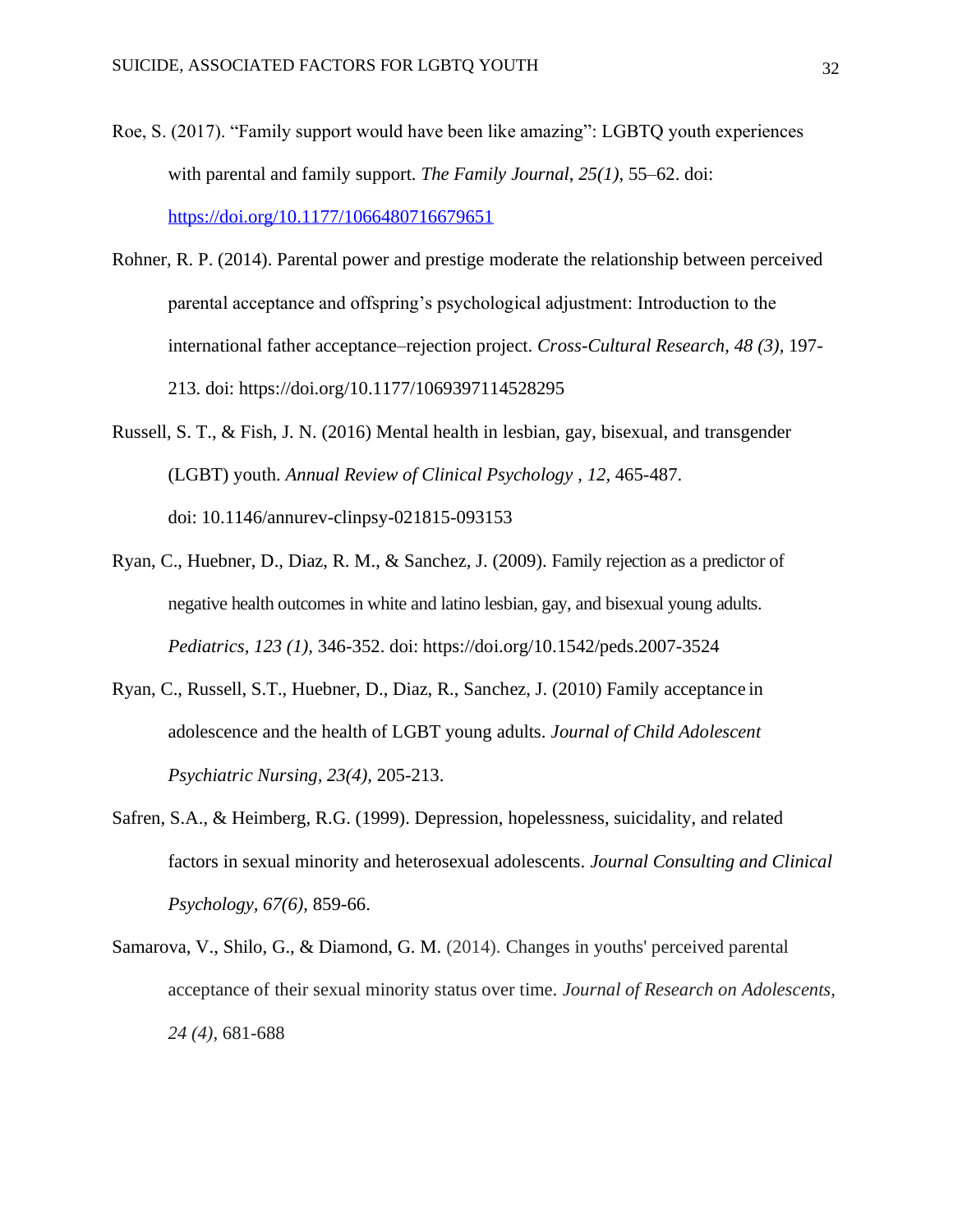Roe, S. (2017). "Family support would have been like amazing": LGBTQ youth experiences with parental and family support. *The Family Journal*, *25(1),* 55–62. doi: https://doi.org/10.1177/1066480716679651

Rohner, R. P. (2014). Parental power and prestige moderate the relationship between perceived parental acceptance and offspring's psychological adjustment: Introduction to the international father acceptance–rejection project. *Cross-Cultural Research, 48 (3),* 197-213. doi: https://doi.org/10.1177/1069397114528295

Russell, S. T., & Fish, J. N. (2016) Mental health in lesbian, gay, bisexual, and transgender (LGBT) youth. *Annual Review of Clinical Psychology , 12,* 465-487. doi: 10.1146/annurev-clinpsy-021815-093153

Ryan, C., Huebner, D., Diaz, R. M., & Sanchez, J. (2009). Family rejection as a predictor of negative health outcomes in white and latino lesbian, gay, and bisexual young adults. *Pediatrics, 123 (1),* 346-352. doi: https://doi.org/10.1542/peds.2007-3524

Ryan, C., Russell, S.T., Huebner, D., Diaz, R., Sanchez, J. (2010) Family acceptance in adolescence and the health of LGBT young adults. *Journal of Child Adolescent Psychiatric Nursing, 23(4),* 205-213.

Safren, S.A., & Heimberg, R.G. (1999). Depression, hopelessness, suicidality, and related factors in sexual minority and heterosexual adolescents. *Journal Consulting and Clinical Psychology, 67(6),* 859-66.

Samarova, V., Shilo, G., & Diamond, G. M. (2014). Changes in youths' perceived parental acceptance of their sexual minority status over time. *Journal of Research on Adolescents, 24 (4),* 681-688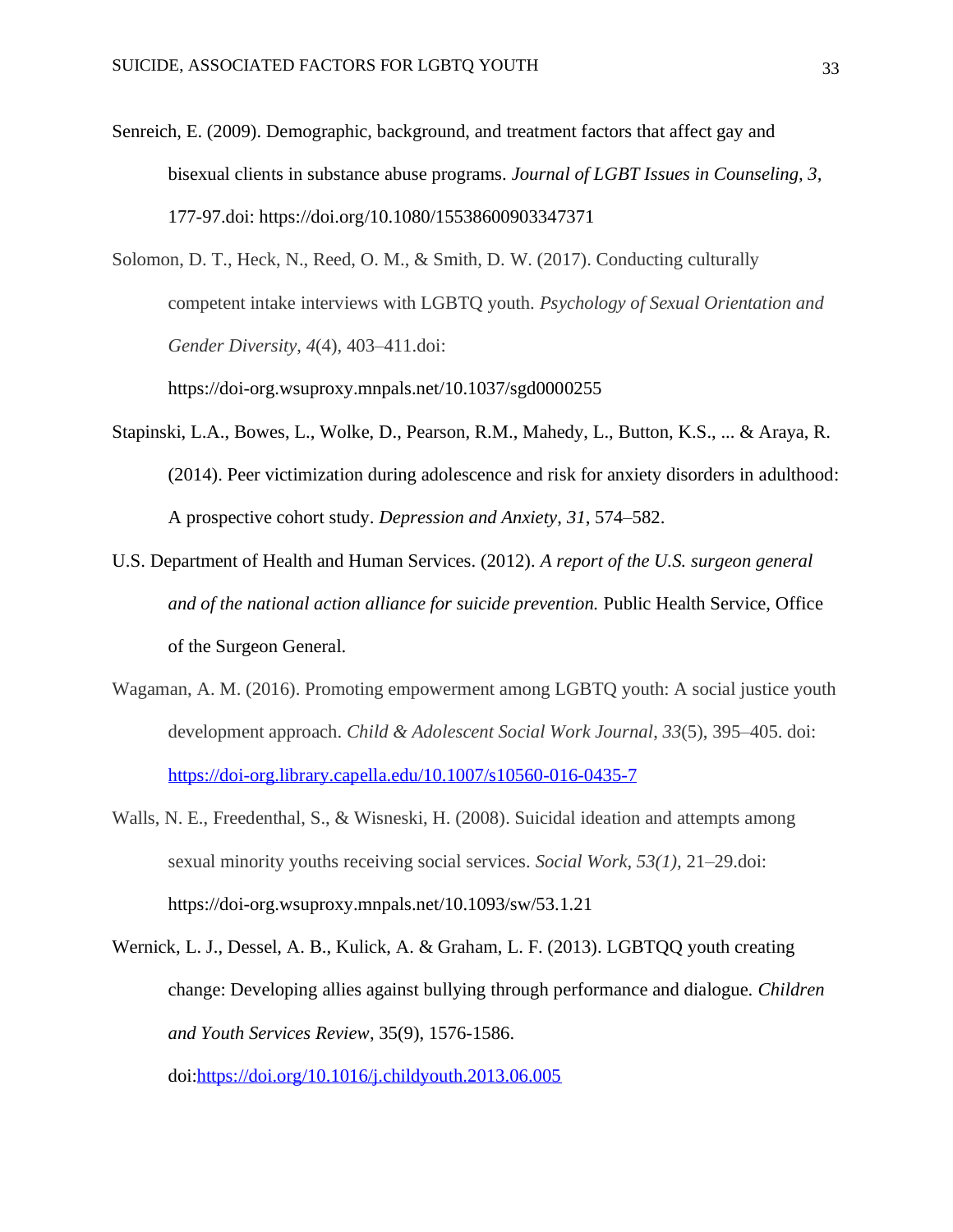Senreich, E. (2009). Demographic, background, and treatment factors that affect gay and bisexual clients in substance abuse programs. *Journal of LGBT Issues in Counseling, 3,* 177-97.doi: https://doi.org/10.1080/15538600903347371

Solomon, D. T., Heck, N., Reed, O. M., & Smith, D. W. (2017). Conducting culturally competent intake interviews with LGBTQ youth. *Psychology of Sexual Orientation and Gender Diversity*, *4*(4), 403–411.doi: https://doi-org.wsuproxy.mnpals.net/10.1037/sgd0000255

Stapinski, L.A., Bowes, L., Wolke, D., Pearson, R.M., Mahedy, L., Button, K.S., ... & Araya, R. (2014). Peer victimization during adolescence and risk for anxiety disorders in adulthood: A prospective cohort study. *Depression and Anxiety*, *31*, 574–582.

U.S. Department of Health and Human Services. (2012). *A report of the U.S. surgeon general and of the national action alliance for suicide prevention.* Public Health Service, Office of the Surgeon General.

Wagaman, A. M. (2016). Promoting empowerment among LGBTQ youth: A social justice youth development approach. *Child & Adolescent Social Work Journal*, *33*(5), 395–405. doi: https://doi-org.library.capella.edu/10.1007/s10560-016-0435-7

Walls, N. E., Freedenthal, S., & Wisneski, H. (2008). Suicidal ideation and attempts among sexual minority youths receiving social services. *Social Work*, *53(1),* 21–29.doi: https://doi-org.wsuproxy.mnpals.net/10.1093/sw/53.1.21

Wernick, L. J., Dessel, A. B., Kulick, A. & Graham, L. F. (2013). LGBTQQ youth creating change: Developing allies against bullying through performance and dialogue. *Children and Youth Services Review*, 35(9), 1576-1586. doi:https://doi.org/10.1016/j.childyouth.2013.06.005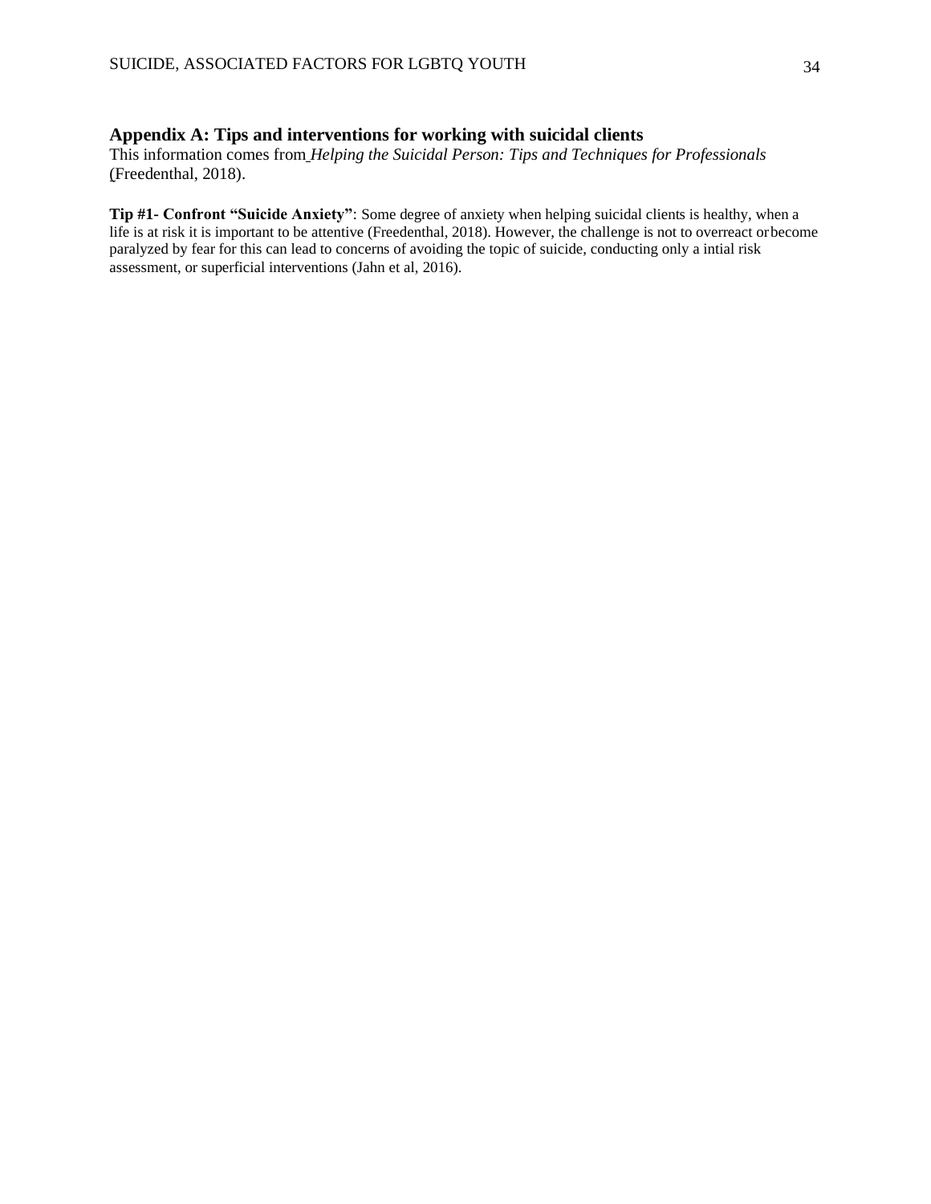## Appendix A: Tips and interventions for working with suicidal clients

This information comes from *Helping the Suicidal Person: Tips and Techniques for Professionals* (Freedenthal, 2018).

**Tip #1- Confront "Suicide Anxiety"**: Some degree of anxiety when helping suicidal clients is healthy, when a life is at risk it is important to be attentive (Freedenthal, 2018). However, the challenge is not to overreact or become paralyzed by fear for this can lead to concerns of avoiding the topic of suicide, conducting only a intial risk assessment, or superficial interventions (Jahn et al, 2016).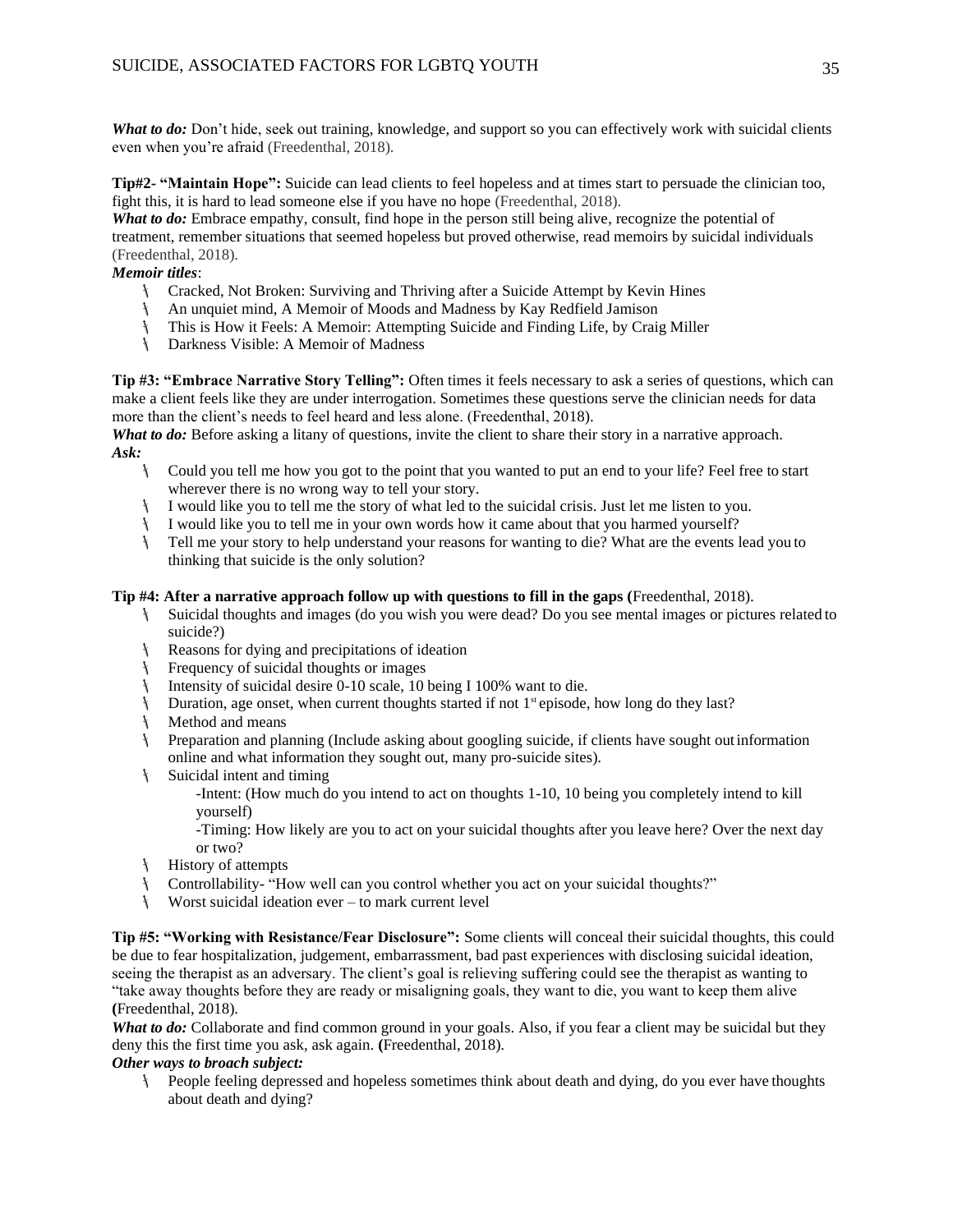***What to do:*** Don't hide, seek out training, knowledge, and support so you can effectively work with suicidal clients even when you're afraid (Freedenthal, 2018).

**Tip#2- "Maintain Hope":** Suicide can lead clients to feel hopeless and at times start to persuade the clinician too, fight this, it is hard to lead someone else if you have no hope (Freedenthal, 2018).
***What to do:*** Embrace empathy, consult, find hope in the person still being alive, recognize the potential of treatment, remember situations that seemed hopeless but proved otherwise, read memoirs by suicidal individuals (Freedenthal, 2018).
***Memoir titles***:

- Cracked, Not Broken: Surviving and Thriving after a Suicide Attempt by Kevin Hines
- An unquiet mind, A Memoir of Moods and Madness by Kay Redfield Jamison
- This is How it Feels: A Memoir: Attempting Suicide and Finding Life, by Craig Miller
- Darkness Visible: A Memoir of Madness

**Tip #3: "Embrace Narrative Story Telling":** Often times it feels necessary to ask a series of questions, which can make a client feels like they are under interrogation. Sometimes these questions serve the clinician needs for data more than the client's needs to feel heard and less alone. (Freedenthal, 2018).
***What to do:*** Before asking a litany of questions, invite the client to share their story in a narrative approach.
***Ask:***

- Could you tell me how you got to the point that you wanted to put an end to your life? Feel free to start wherever there is no wrong way to tell your story.
- I would like you to tell me the story of what led to the suicidal crisis. Just let me listen to you.
- I would like you to tell me in your own words how it came about that you harmed yourself?
- Tell me your story to help understand your reasons for wanting to die? What are the events lead you to thinking that suicide is the only solution?

**Tip #4: After a narrative approach follow up with questions to fill in the gaps (**Freedenthal, 2018).

- Suicidal thoughts and images (do you wish you were dead? Do you see mental images or pictures related to suicide?)
- Reasons for dying and precipitations of ideation
- Frequency of suicidal thoughts or images
- Intensity of suicidal desire 0-10 scale, 10 being I 100% want to die.
- Duration, age onset, when current thoughts started if not 1st episode, how long do they last?
- Method and means
- Preparation and planning (Include asking about googling suicide, if clients have sought out information online and what information they sought out, many pro-suicide sites).
- Suicidal intent and timing
  - -Intent: (How much do you intend to act on thoughts 1-10, 10 being you completely intend to kill yourself)
  - -Timing: How likely are you to act on your suicidal thoughts after you leave here? Over the next day or two?
- History of attempts
- Controllability- "How well can you control whether you act on your suicidal thoughts?"
- Worst suicidal ideation ever – to mark current level

**Tip #5: "Working with Resistance/Fear Disclosure":** Some clients will conceal their suicidal thoughts, this could be due to fear hospitalization, judgement, embarrassment, bad past experiences with disclosing suicidal ideation, seeing the therapist as an adversary. The client's goal is relieving suffering could see the therapist as wanting to "take away thoughts before they are ready or misaligning goals, they want to die, you want to keep them alive **(**Freedenthal, 2018).
***What to do:*** Collaborate and find common ground in your goals. Also, if you fear a client may be suicidal but they deny this the first time you ask, ask again. **(**Freedenthal, 2018).
***Other ways to broach subject:***

- People feeling depressed and hopeless sometimes think about death and dying, do you ever have thoughts about death and dying?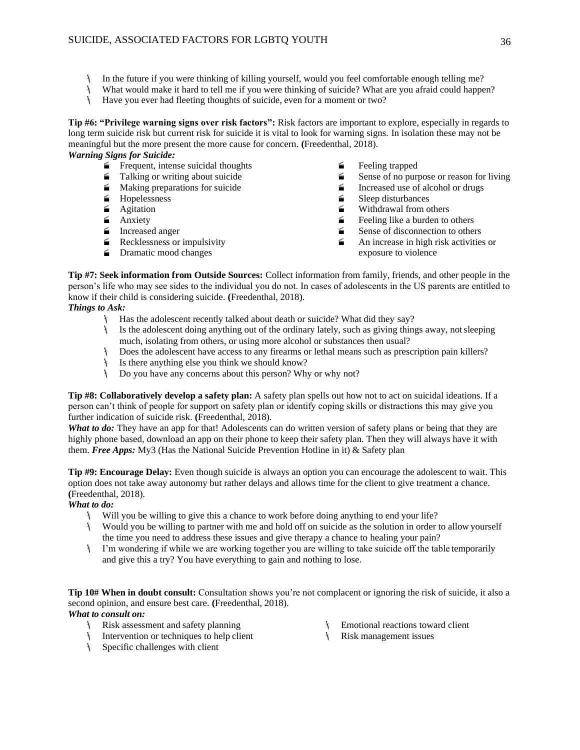- In the future if you were thinking of killing yourself, would you feel comfortable enough telling me?
- What would make it hard to tell me if you were thinking of suicide? What are you afraid could happen?
- Have you ever had fleeting thoughts of suicide, even for a moment or two?

**Tip #6: "Privilege warning signs over risk factors":** Risk factors are important to explore, especially in regards to long term suicide risk but current risk for suicide it is vital to look for warning signs. In isolation these may not be meaningful but the more present the more cause for concern. **(**Freedenthal, 2018).

***Warning Signs for Suicide:***

- Frequent, intense suicidal thoughts
- Talking or writing about suicide
- Making preparations for suicide
- Hopelessness
- Agitation
- Anxiety
- Increased anger
- Recklessness or impulsivity
- Dramatic mood changes
- Feeling trapped
- Sense of no purpose or reason for living
- Increased use of alcohol or drugs
- Sleep disturbances
- Withdrawal from others
- Feeling like a burden to others
- Sense of disconnection to others
- An increase in high risk activities or exposure to violence

**Tip #7: Seek information from Outside Sources:** Collect information from family, friends, and other people in the person's life who may see sides to the individual you do not. In cases of adolescents in the US parents are entitled to know if their child is considering suicide. **(**Freedenthal, 2018).

***Things to Ask:***

- Has the adolescent recently talked about death or suicide? What did they say?
- Is the adolescent doing anything out of the ordinary lately, such as giving things away, not sleeping much, isolating from others, or using more alcohol or substances then usual?
- Does the adolescent have access to any firearms or lethal means such as prescription pain killers?
- Is there anything else you think we should know?
- Do you have any concerns about this person? Why or why not?

**Tip #8: Collaboratively develop a safety plan:** A safety plan spells out how not to act on suicidal ideations. If a person can't think of people for support on safety plan or identify coping skills or distractions this may give you further indication of suicide risk. **(**Freedenthal, 2018).

***What to do:*** They have an app for that! Adolescents can do written version of safety plans or being that they are highly phone based, download an app on their phone to keep their safety plan. Then they will always have it with them. ***Free Apps:*** My3 (Has the National Suicide Prevention Hotline in it) & Safety plan

**Tip #9: Encourage Delay:** Even though suicide is always an option you can encourage the adolescent to wait. This option does not take away autonomy but rather delays and allows time for the client to give treatment a chance. **(**Freedenthal, 2018).

***What to do:***

- Will you be willing to give this a chance to work before doing anything to end your life?
- Would you be willing to partner with me and hold off on suicide as the solution in order to allow yourself the time you need to address these issues and give therapy a chance to healing your pain?
- I'm wondering if while we are working together you are willing to take suicide off the table temporarily and give this a try? You have everything to gain and nothing to lose.

**Tip 10# When in doubt consult:** Consultation shows you're not complacent or ignoring the risk of suicide, it also a second opinion, and ensure best care. **(**Freedenthal, 2018).

***What to consult on:***

- Risk assessment and safety planning
- Intervention or techniques to help client
- Specific challenges with client
- Emotional reactions toward client
- Risk management issues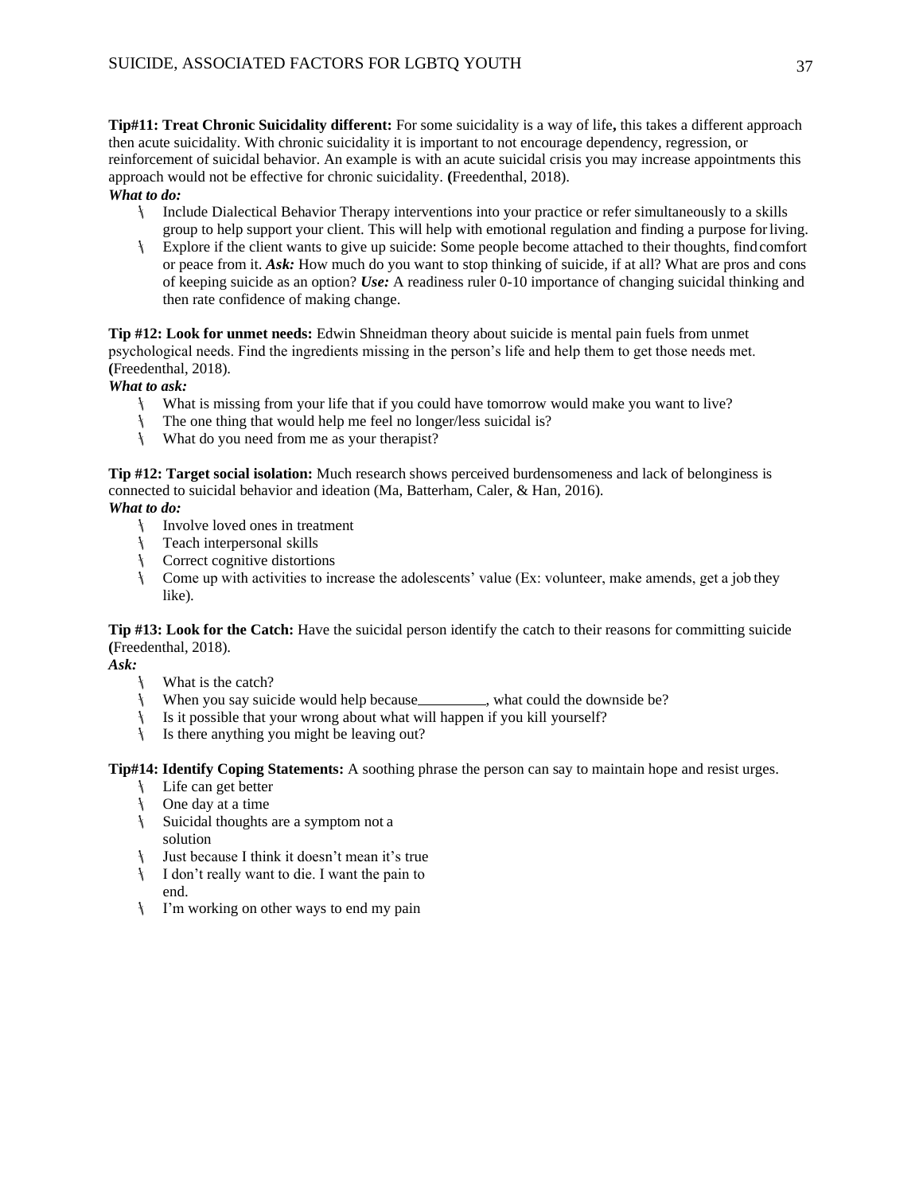**Tip#11: Treat Chronic Suicidality different:** For some suicidality is a way of life**,** this takes a different approach then acute suicidality. With chronic suicidality it is important to not encourage dependency, regression, or reinforcement of suicidal behavior. An example is with an acute suicidal crisis you may increase appointments this approach would not be effective for chronic suicidality. **(**Freedenthal, 2018).

***What to do:***

- Include Dialectical Behavior Therapy interventions into your practice or refer simultaneously to a skills group to help support your client. This will help with emotional regulation and finding a purpose for living.
- Explore if the client wants to give up suicide: Some people become attached to their thoughts, find comfort or peace from it. ***Ask:*** How much do you want to stop thinking of suicide, if at all? What are pros and cons of keeping suicide as an option? ***Use:*** A readiness ruler 0-10 importance of changing suicidal thinking and then rate confidence of making change.

**Tip #12: Look for unmet needs:** Edwin Shneidman theory about suicide is mental pain fuels from unmet psychological needs. Find the ingredients missing in the person's life and help them to get those needs met. **(**Freedenthal, 2018).

***What to ask:***

- What is missing from your life that if you could have tomorrow would make you want to live?
- The one thing that would help me feel no longer/less suicidal is?
- What do you need from me as your therapist?

**Tip #12: Target social isolation:** Much research shows perceived burdensomeness and lack of belongingess is connected to suicidal behavior and ideation (Ma, Batterham, Caler, & Han, 2016).

***What to do:***

- Involve loved ones in treatment
- Teach interpersonal skills
- Correct cognitive distortions
- Come up with activities to increase the adolescents' value (Ex: volunteer, make amends, get a job they like).

**Tip #13: Look for the Catch:** Have the suicidal person identify the catch to their reasons for committing suicide **(**Freedenthal, 2018).

***Ask:***

- What is the catch?
- When you say suicide would help because_________, what could the downside be?
- Is it possible that your wrong about what will happen if you kill yourself?
- Is there anything you might be leaving out?

**Tip#14: Identify Coping Statements:** A soothing phrase the person can say to maintain hope and resist urges.

- Life can get better
- One day at a time
- Suicidal thoughts are a symptom not a solution
- Just because I think it doesn't mean it's true
- I don't really want to die. I want the pain to end.
- I'm working on other ways to end my pain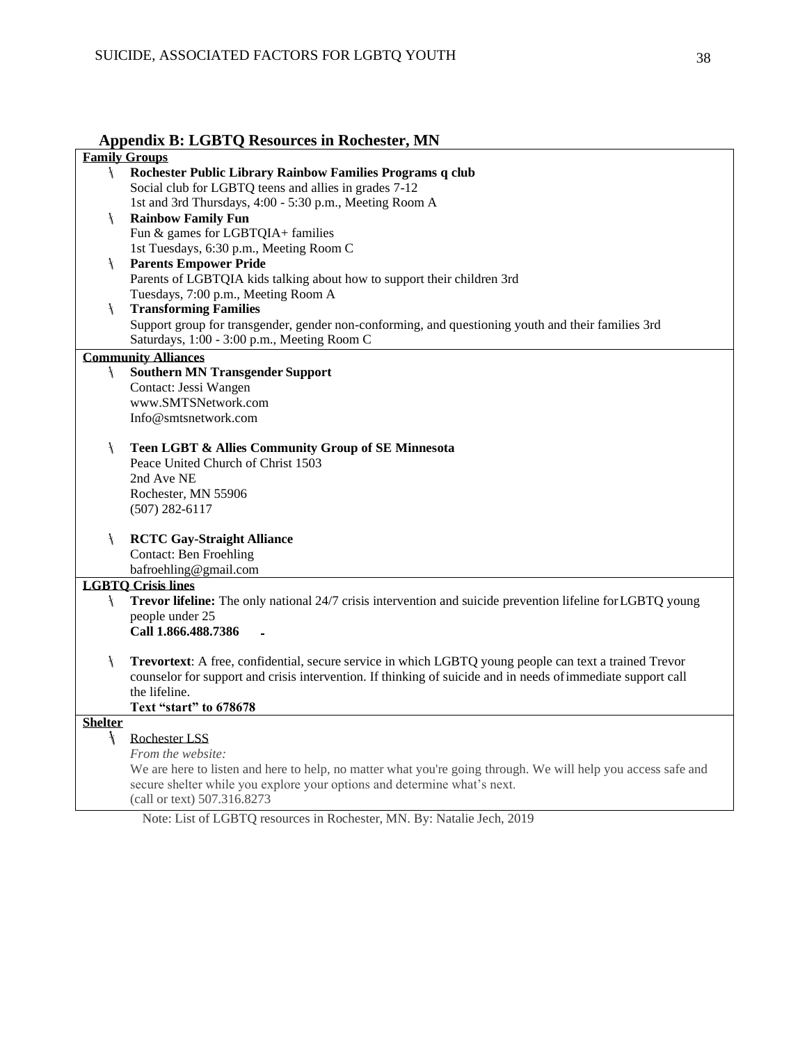## Appendix B: LGBTQ Resources in Rochester, MN

**Family Groups**

- **Rochester Public Library Rainbow Families Programs q club**
  Social club for LGBTQ teens and allies in grades 7-12
  1st and 3rd Thursdays, 4:00 - 5:30 p.m., Meeting Room A
- **Rainbow Family Fun**
  Fun & games for LGBTQIA+ families
  1st Tuesdays, 6:30 p.m., Meeting Room C
- **Parents Empower Pride**
  Parents of LGBTQIA kids talking about how to support their children 3rd
  Tuesdays, 7:00 p.m., Meeting Room A
- **Transforming Families**
  Support group for transgender, gender non-conforming, and questioning youth and their families 3rd
  Saturdays, 1:00 - 3:00 p.m., Meeting Room C

**Community Alliances**

- **Southern MN Transgender Support**
  Contact: Jessi Wangen
  www.SMTSNetwork.com
  Info@smtsnetwork.com

- **Teen LGBT & Allies Community Group of SE Minnesota**
  Peace United Church of Christ 1503
  2nd Ave NE
  Rochester, MN 55906
  (507) 282-6117

- **RCTC Gay-Straight Alliance**
  Contact: Ben Froehling
  bafroehling@gmail.com

**LGBTQ Crisis lines**

- **Trevor lifeline:** The only national 24/7 crisis intervention and suicide prevention lifeline for LGBTQ young people under 25
  **Call 1.866.488.7386**

- **Trevortext**: A free, confidential, secure service in which LGBTQ young people can text a trained Trevor counselor for support and crisis intervention. If thinking of suicide and in needs of immediate support call the lifeline.
  **Text "start" to 678678**

**Shelter**

- Rochester LSS
  *From the website:*
  We are here to listen and here to help, no matter what you're going through. We will help you access safe and secure shelter while you explore your options and determine what's next.
  (call or text) 507.316.8273

Note: List of LGBTQ resources in Rochester, MN. By: Natalie Jech, 2019